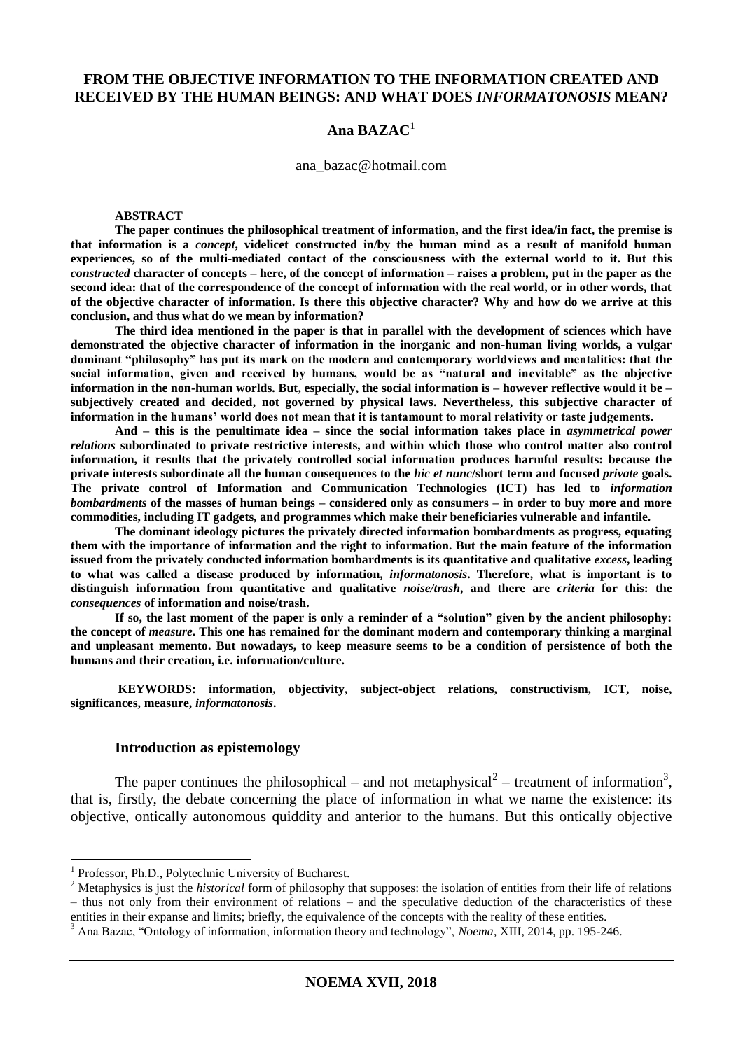# FROM THE OBJECTIVE INFORMATION TO THE INFORMATION CREATED AND RECEIVED BY THE HUMAN BEINGS: AND WHAT DOES *INFORMATONOSIS* MEAN?

**Ana BAZAC**[1]

ana_bazac@hotmail.com

**ABSTRACT**

**The paper continues the philosophical treatment of information, and the first idea/in fact, the premise is that information is a *concept*, videlicet constructed in/by the human mind as a result of manifold human experiences, so of the multi-mediated contact of the consciousness with the external world to it. But this *constructed* character of concepts – here, of the concept of information – raises a problem, put in the paper as the second idea: that of the correspondence of the concept of information with the real world, or in other words, that of the objective character of information. Is there this objective character? Why and how do we arrive at this conclusion, and thus what do we mean by information?**

**The third idea mentioned in the paper is that in parallel with the development of sciences which have demonstrated the objective character of information in the inorganic and non-human living worlds, a vulgar dominant "philosophy" has put its mark on the modern and contemporary worldviews and mentalities: that the social information, given and received by humans, would be as "natural and inevitable" as the objective information in the non-human worlds. But, especially, the social information is – however reflective would it be – subjectively created and decided, not governed by physical laws. Nevertheless, this subjective character of information in the humans' world does not mean that it is tantamount to moral relativity or taste judgements.**

**And – this is the penultimate idea – since the social information takes place in *asymmetrical power relations* subordinated to private restrictive interests, and within which those who control matter also control information, it results that the privately controlled social information produces harmful results: because the private interests subordinate all the human consequences to the *hic et nunc*/short term and focused *private* goals. The private control of Information and Communication Technologies (ICT) has led to *information bombardments* of the masses of human beings – considered only as consumers – in order to buy more and more commodities, including IT gadgets, and programmes which make their beneficiaries vulnerable and infantile.**

**The dominant ideology pictures the privately directed information bombardments as progress, equating them with the importance of information and the right to information. But the main feature of the information issued from the privately conducted information bombardments is its quantitative and qualitative *excess*, leading to what was called a disease produced by information, *informatonosis*. Therefore, what is important is to distinguish information from quantitative and qualitative *noise/trash*, and there are *criteria* for this: the *consequences* of information and noise/trash.**

**If so, the last moment of the paper is only a reminder of a "solution" given by the ancient philosophy: the concept of *measure*. This one has remained for the dominant modern and contemporary thinking a marginal and unpleasant memento. But nowadays, to keep measure seems to be a condition of persistence of both the humans and their creation, i.e. information/culture.**

**KEYWORDS: information, objectivity, subject-object relations, constructivism, ICT, noise, significances, measure, *informatonosis*.**

## Introduction as epistemology

The paper continues the philosophical – and not metaphysical[2] – treatment of information[3], that is, firstly, the debate concerning the place of information in what we name the existence: its objective, ontically autonomous quiddity and anterior to the humans. But this ontically objective

---

[1] Professor, Ph.D., Polytechnic University of Bucharest.

[2] Metaphysics is just the *historical* form of philosophy that supposes: the isolation of entities from their life of relations – thus not only from their environment of relations – and the speculative deduction of the characteristics of these entities in their expanse and limits; briefly, the equivalence of the concepts with the reality of these entities.

[3] Ana Bazac, "Ontology of information, information theory and technology", *Noema*, XIII, 2014, pp. 195-246.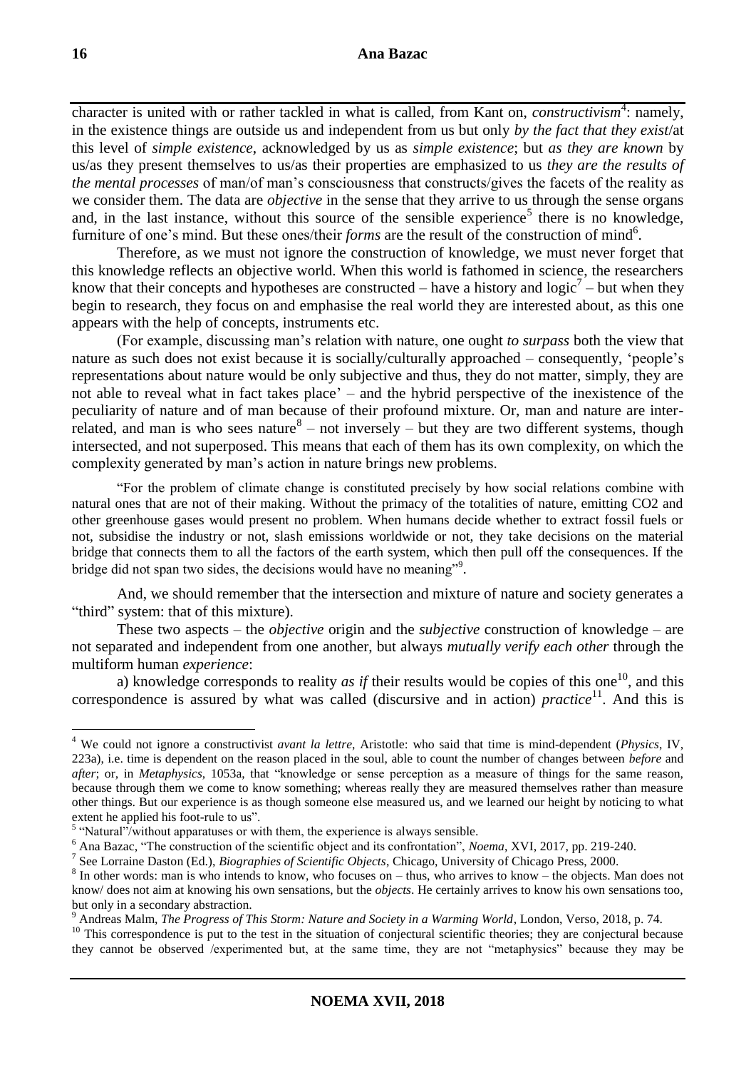character is united with or rather tackled in what is called, from Kant on, *constructivism*[4]: namely, in the existence things are outside us and independent from us but only *by the fact that they exist*/at this level of *simple existence*, acknowledged by us as *simple existence*; but *as they are known* by us/as they present themselves to us/as their properties are emphasized to us *they are the results of the mental processes* of man/of man's consciousness that constructs/gives the facets of the reality as we consider them. The data are *objective* in the sense that they arrive to us through the sense organs and, in the last instance, without this source of the sensible experience[5] there is no knowledge, furniture of one's mind. But these ones/their *forms* are the result of the construction of mind[6].

Therefore, as we must not ignore the construction of knowledge, we must never forget that this knowledge reflects an objective world. When this world is fathomed in science, the researchers know that their concepts and hypotheses are constructed – have a history and logic[7] – but when they begin to research, they focus on and emphasise the real world they are interested about, as this one appears with the help of concepts, instruments etc.

(For example, discussing man's relation with nature, one ought *to surpass* both the view that nature as such does not exist because it is socially/culturally approached – consequently, 'people's representations about nature would be only subjective and thus, they do not matter, simply, they are not able to reveal what in fact takes place' – and the hybrid perspective of the inexistence of the peculiarity of nature and of man because of their profound mixture. Or, man and nature are inter-related, and man is who sees nature[8] – not inversely – but they are two different systems, though intersected, and not superposed. This means that each of them has its own complexity, on which the complexity generated by man's action in nature brings new problems.

"For the problem of climate change is constituted precisely by how social relations combine with natural ones that are not of their making. Without the primacy of the totalities of nature, emitting $CO_2$ and other greenhouse gases would present no problem. When humans decide whether to extract fossil fuels or not, subsidise the industry or not, slash emissions worldwide or not, they take decisions on the material bridge that connects them to all the factors of the earth system, which then pull off the consequences. If the bridge did not span two sides, the decisions would have no meaning"[9].

And, we should remember that the intersection and mixture of nature and society generates a "third" system: that of this mixture).

These two aspects – the *objective* origin and the *subjective* construction of knowledge – are not separated and independent from one another, but always *mutually verify each other* through the multiform human *experience*:

a) knowledge corresponds to reality *as if* their results would be copies of this one[10], and this correspondence is assured by what was called (discursive and in action) *practice*[11]. And this is

---

[4] We could not ignore a constructivist *avant la lettre*, Aristotle: who said that time is mind-dependent (*Physics*, IV, 223a), i.e. time is dependent on the reason placed in the soul, able to count the number of changes between *before* and *after*; or, in *Metaphysics*, 1053a, that "knowledge or sense perception as a measure of things for the same reason, because through them we come to know something; whereas really they are measured themselves rather than measure other things. But our experience is as though someone else measured us, and we learned our height by noticing to what extent he applied his foot-rule to us".

[5] "Natural"/without apparatuses or with them, the experience is always sensible.

[6] Ana Bazac, "The construction of the scientific object and its confrontation", *Noema*, XVI, 2017, pp. 219-240.

[7] See Lorraine Daston (Ed.), *Biographies of Scientific Objects*, Chicago, University of Chicago Press, 2000.

[8] In other words: man is who intends to know, who focuses on – thus, who arrives to know – the objects. Man does not know/ does not aim at knowing his own sensations, but the *objects*. He certainly arrives to know his own sensations too, but only in a secondary abstraction.

[9] Andreas Malm, *The Progress of This Storm: Nature and Society in a Warming World*, London, Verso, 2018, p. 74.

[10] This correspondence is put to the test in the situation of conjectural scientific theories; they are conjectural because they cannot be observed /experimented but, at the same time, they are not "metaphysics" because they may be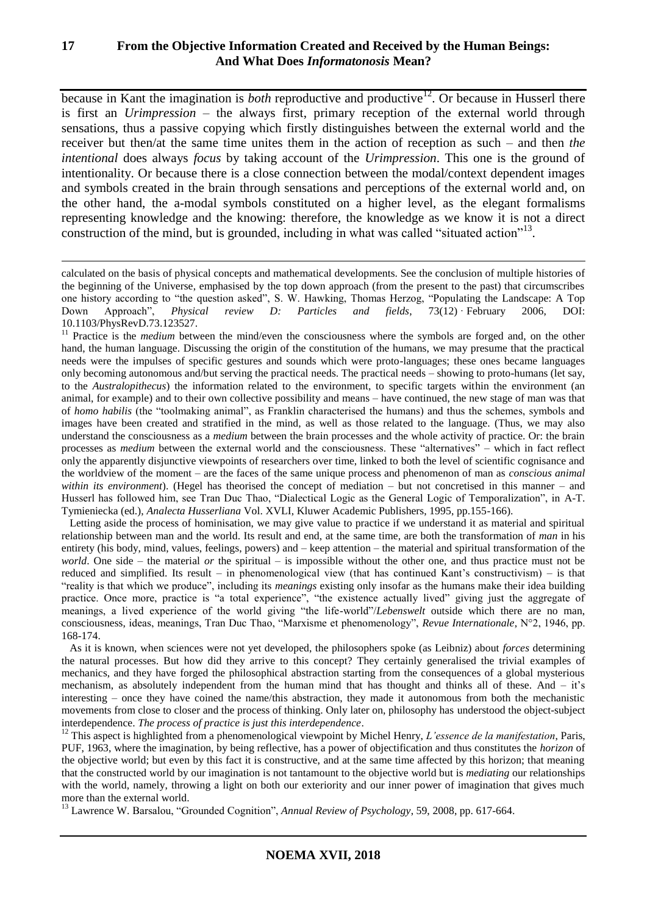because in Kant the imagination is *both* reproductive and productive[12]. Or because in Husserl there is first an *Urimpression* – the always first, primary reception of the external world through sensations, thus a passive copying which firstly distinguishes between the external world and the receiver but then/at the same time unites them in the action of reception as such – and then *the intentional* does always *focus* by taking account of the *Urimpression*. This one is the ground of intentionality. Or because there is a close connection between the modal/context dependent images and symbols created in the brain through sensations and perceptions of the external world and, on the other hand, the a-modal symbols constituted on a higher level, as the elegant formalisms representing knowledge and the knowing: therefore, the knowledge as we know it is not a direct construction of the mind, but is grounded, including in what was called "situated action"[13].

---

calculated on the basis of physical concepts and mathematical developments. See the conclusion of multiple histories of the beginning of the Universe, emphasised by the top down approach (from the present to the past) that circumscribes one history according to "the question asked", S. W. Hawking, Thomas Herzog, "Populating the Landscape: A Top Down Approach", *Physical review D: Particles and fields*, 73(12) · February 2006, DOI: 10.1103/PhysRevD.73.123527.

[11] Practice is the *medium* between the mind/even the consciousness where the symbols are forged and, on the other hand, the human language. Discussing the origin of the constitution of the humans, we may presume that the practical needs were the impulses of specific gestures and sounds which were proto-languages; these ones became languages only becoming autonomous and/but serving the practical needs. The practical needs – showing to proto-humans (let say, to the *Australopithecus*) the information related to the environment, to specific targets within the environment (an animal, for example) and to their own collective possibility and means – have continued, the new stage of man was that of *homo habilis* (the "toolmaking animal", as Franklin characterised the humans) and thus the schemes, symbols and images have been created and stratified in the mind, as well as those related to the language. (Thus, we may also understand the consciousness as a *medium* between the brain processes and the whole activity of practice. Or: the brain processes as *medium* between the external world and the consciousness. These "alternatives" – which in fact reflect only the apparently disjunctive viewpoints of researchers over time, linked to both the level of scientific cognisance and the worldview of the moment – are the faces of the same unique process and phenomenon of man as *conscious animal within its environment*). (Hegel has theorised the concept of mediation – but not concretised in this manner – and Husserl has followed him, see Tran Duc Thao, "Dialectical Logic as the General Logic of Temporalization", in A-T. Tymieniecka (ed.), *Analecta Husserliana* Vol. XVLI, Kluwer Academic Publishers, 1995, pp.155-166).

Letting aside the process of hominisation, we may give value to practice if we understand it as material and spiritual relationship between man and the world. Its result and end, at the same time, are both the transformation of *man* in his entirety (his body, mind, values, feelings, powers) and – keep attention – the material and spiritual transformation of the *world*. One side – the material *or* the spiritual – is impossible without the other one, and thus practice must not be reduced and simplified. Its result – in phenomenological view (that has continued Kant's constructivism) – is that "reality is that which we produce", including its *meanings* existing only insofar as the humans make their idea building practice. Once more, practice is "a total experience", "the existence actually lived" giving just the aggregate of meanings, a lived experience of the world giving "the life-world"/*Lebenswelt* outside which there are no man, consciousness, ideas, meanings, Tran Duc Thao, "Marxisme et phenomenology", *Revue Internationale*, N°2, 1946, pp. 168-174.

As it is known, when sciences were not yet developed, the philosophers spoke (as Leibniz) about *forces* determining the natural processes. But how did they arrive to this concept? They certainly generalised the trivial examples of mechanics, and they have forged the philosophical abstraction starting from the consequences of a global mysterious mechanism, as absolutely independent from the human mind that has thought and thinks all of these. And – it's interesting – once they have coined the name/this abstraction, they made it autonomous from both the mechanistic movements from close to closer and the process of thinking. Only later on, philosophy has understood the object-subject interdependence. *The process of practice is just this interdependence*.

[12] This aspect is highlighted from a phenomenological viewpoint by Michel Henry, *L'essence de la manifestation*, Paris, PUF, 1963, where the imagination, by being reflective, has a power of objectification and thus constitutes the *horizon* of the objective world; but even by this fact it is constructive, and at the same time affected by this horizon; that meaning that the constructed world by our imagination is not tantamount to the objective world but is *mediating* our relationships with the world, namely, throwing a light on both our exteriority and our inner power of imagination that gives much more than the external world.

[13] Lawrence W. Barsalou, "Grounded Cognition", *Annual Review of Psychology*, 59, 2008, pp. 617-664.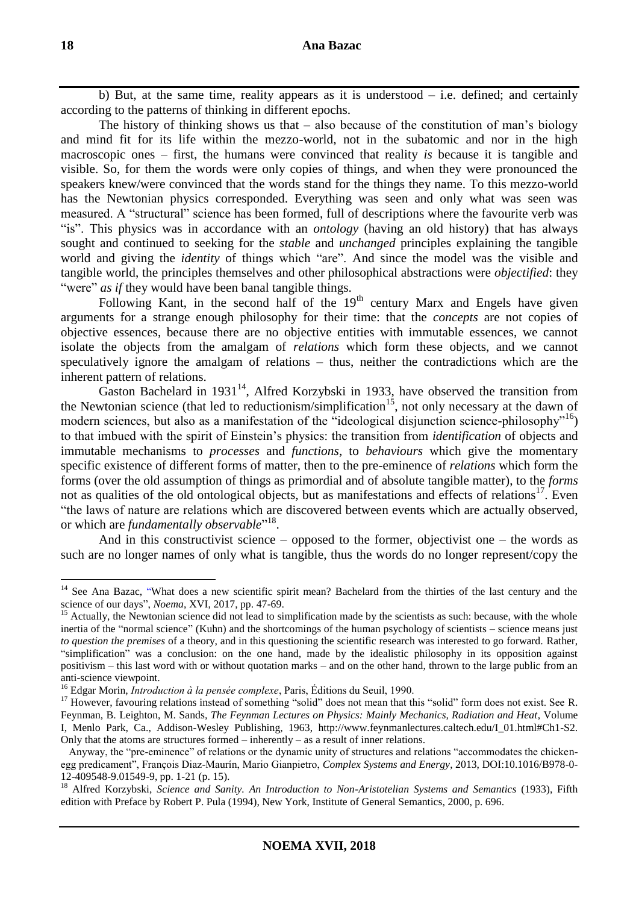b) But, at the same time, reality appears as it is understood – i.e. defined; and certainly according to the patterns of thinking in different epochs.

The history of thinking shows us that – also because of the constitution of man's biology and mind fit for its life within the mezzo-world, not in the subatomic and nor in the high macroscopic ones – first, the humans were convinced that reality *is* because it is tangible and visible. So, for them the words were only copies of things, and when they were pronounced the speakers knew/were convinced that the words stand for the things they name. To this mezzo-world has the Newtonian physics corresponded. Everything was seen and only what was seen was measured. A "structural" science has been formed, full of descriptions where the favourite verb was "is". This physics was in accordance with an *ontology* (having an old history) that has always sought and continued to seeking for the *stable* and *unchanged* principles explaining the tangible world and giving the *identity* of things which "are". And since the model was the visible and tangible world, the principles themselves and other philosophical abstractions were *objectified*: they "were" *as if* they would have been banal tangible things.

Following Kant, in the second half of the 19th century Marx and Engels have given arguments for a strange enough philosophy for their time: that the *concepts* are not copies of objective essences, because there are no objective entities with immutable essences, we cannot isolate the objects from the amalgam of *relations* which form these objects, and we cannot speculatively ignore the amalgam of relations – thus, neither the contradictions which are the inherent pattern of relations.

Gaston Bachelard in 1931[14], Alfred Korzybski in 1933, have observed the transition from the Newtonian science (that led to reductionism/simplification[15], not only necessary at the dawn of modern sciences, but also as a manifestation of the "ideological disjunction science-philosophy"[16]) to that imbued with the spirit of Einstein's physics: the transition from *identification* of objects and immutable mechanisms to *processes* and *functions*, to *behaviours* which give the momentary specific existence of different forms of matter, then to the pre-eminence of *relations* which form the forms (over the old assumption of things as primordial and of absolute tangible matter), to the *forms* not as qualities of the old ontological objects, but as manifestations and effects of relations[17]. Even "the laws of nature are relations which are discovered between events which are actually observed, or which are *fundamentally observable*"[18].

And in this constructivist science – opposed to the former, objectivist one – the words as such are no longer names of only what is tangible, thus the words do no longer represent/copy the

---

[14] See Ana Bazac, "What does a new scientific spirit mean? Bachelard from the thirties of the last century and the science of our days", *Noema*, XVI, 2017, pp. 47-69.

[15] Actually, the Newtonian science did not lead to simplification made by the scientists as such: because, with the whole inertia of the "normal science" (Kuhn) and the shortcomings of the human psychology of scientists – science means just *to question the premises* of a theory, and in this questioning the scientific research was interested to go forward. Rather, "simplification" was a conclusion: on the one hand, made by the idealistic philosophy in its opposition against positivism – this last word with or without quotation marks – and on the other hand, thrown to the large public from an anti-science viewpoint.

[16] Edgar Morin, *Introduction à la pensée complexe*, Paris, Éditions du Seuil, 1990.

[17] However, favouring relations instead of something "solid" does not mean that this "solid" form does not exist. See R. Feynman, B. Leighton, M. Sands, *The Feynman Lectures on Physics: Mainly Mechanics, Radiation and Heat*, Volume I, Menlo Park, Ca., Addison-Wesley Publishing, 1963, http://www.feynmanlectures.caltech.edu/I_01.html#Ch1-S2. Only that the atoms are structures formed – inherently – as a result of inner relations.

Anyway, the "pre-eminence" of relations or the dynamic unity of structures and relations "accommodates the chicken-egg predicament", François Diaz-Maurín, Mario Gianpietro, *Complex Systems and Energy*, 2013, DOI:10.1016/B978-0-12-409548-9.01549-9, pp. 1-21 (p. 15).

[18] Alfred Korzybski, *Science and Sanity. An Introduction to Non-Aristotelian Systems and Semantics* (1933), Fifth edition with Preface by Robert P. Pula (1994), New York, Institute of General Semantics, 2000, p. 696.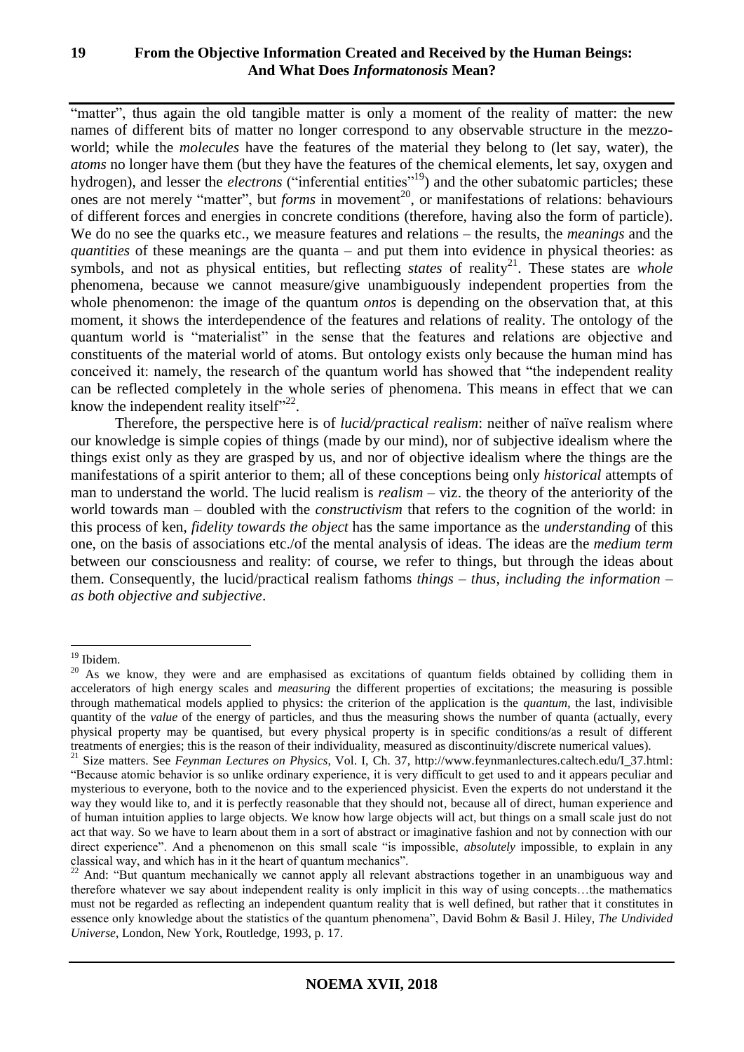"matter", thus again the old tangible matter is only a moment of the reality of matter: the new names of different bits of matter no longer correspond to any observable structure in the mezzo-world; while the *molecules* have the features of the material they belong to (let say, water), the *atoms* no longer have them (but they have the features of the chemical elements, let say, oxygen and hydrogen), and lesser the *electrons* ("inferential entities"[19]) and the other subatomic particles; these ones are not merely "matter", but *forms* in movement[20], or manifestations of relations: behaviours of different forces and energies in concrete conditions (therefore, having also the form of particle). We do no see the quarks etc., we measure features and relations – the results, the *meanings* and the *quantities* of these meanings are the quanta – and put them into evidence in physical theories: as symbols, and not as physical entities, but reflecting *states* of reality[21]. These states are *whole* phenomena, because we cannot measure/give unambiguously independent properties from the whole phenomenon: the image of the quantum *ontos* is depending on the observation that, at this moment, it shows the interdependence of the features and relations of reality. The ontology of the quantum world is "materialist" in the sense that the features and relations are objective and constituents of the material world of atoms. But ontology exists only because the human mind has conceived it: namely, the research of the quantum world has showed that "the independent reality can be reflected completely in the whole series of phenomena. This means in effect that we can know the independent reality itself"[22].

Therefore, the perspective here is of *lucid/practical realism*: neither of naïve realism where our knowledge is simple copies of things (made by our mind), nor of subjective idealism where the things exist only as they are grasped by us, and nor of objective idealism where the things are the manifestations of a spirit anterior to them; all of these conceptions being only *historical* attempts of man to understand the world. The lucid realism is *realism* – viz. the theory of the anteriority of the world towards man – doubled with the *constructivism* that refers to the cognition of the world: in this process of ken, *fidelity towards the object* has the same importance as the *understanding* of this one, on the basis of associations etc./of the mental analysis of ideas. The ideas are the *medium term* between our consciousness and reality: of course, we refer to things, but through the ideas about them. Consequently, the lucid/practical realism fathoms *things – thus, including the information – as both objective and subjective*.

---

[19] Ibidem.

[20] As we know, they were and are emphasised as excitations of quantum fields obtained by colliding them in accelerators of high energy scales and *measuring* the different properties of excitations; the measuring is possible through mathematical models applied to physics: the criterion of the application is the *quantum*, the last, indivisible quantity of the *value* of the energy of particles, and thus the measuring shows the number of quanta (actually, every physical property may be quantised, but every physical property is in specific conditions/as a result of different treatments of energies; this is the reason of their individuality, measured as discontinuity/discrete numerical values).

[21] Size matters. See *Feynman Lectures on Physics*, Vol. I, Ch. 37, http://www.feynmanlectures.caltech.edu/I_37.html: "Because atomic behavior is so unlike ordinary experience, it is very difficult to get used to and it appears peculiar and mysterious to everyone, both to the novice and to the experienced physicist. Even the experts do not understand it the way they would like to, and it is perfectly reasonable that they should not, because all of direct, human experience and of human intuition applies to large objects. We know how large objects will act, but things on a small scale just do not act that way. So we have to learn about them in a sort of abstract or imaginative fashion and not by connection with our direct experience". And a phenomenon on this small scale "is impossible, *absolutely* impossible, to explain in any classical way, and which has in it the heart of quantum mechanics".

[22] And: "But quantum mechanically we cannot apply all relevant abstractions together in an unambiguous way and therefore whatever we say about independent reality is only implicit in this way of using concepts…the mathematics must not be regarded as reflecting an independent quantum reality that is well defined, but rather that it constitutes in essence only knowledge about the statistics of the quantum phenomena", David Bohm & Basil J. Hiley, *The Undivided Universe*, London, New York, Routledge, 1993, p. 17.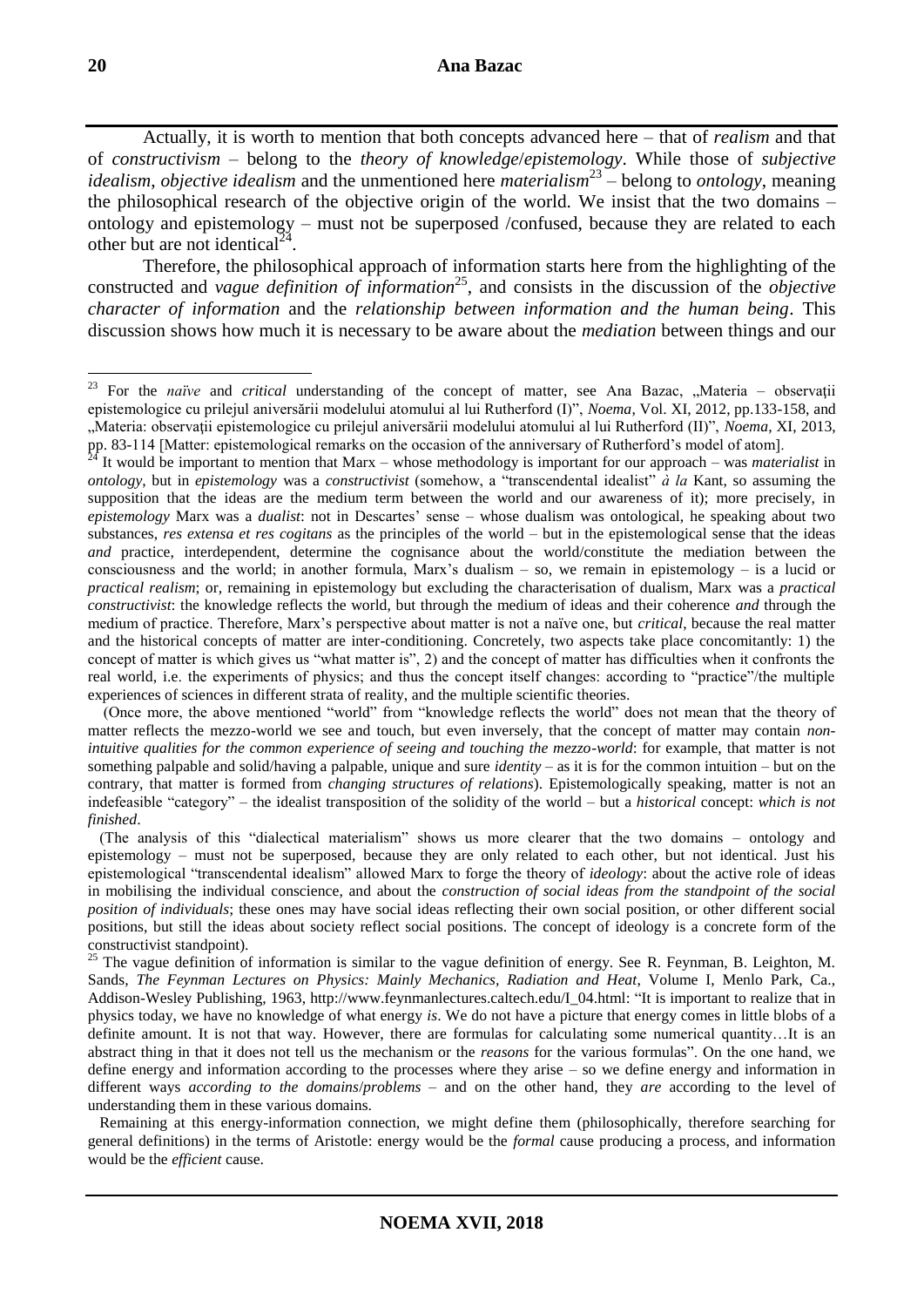Actually, it is worth to mention that both concepts advanced here – that of *realism* and that of *constructivism* – belong to the *theory of knowledge*/*epistemology*. While those of *subjective idealism*, *objective idealism* and the unmentioned here *materialism*[23] – belong to *ontology*, meaning the philosophical research of the objective origin of the world. We insist that the two domains – ontology and epistemology – must not be superposed /confused, because they are related to each other but are not identical[24].

Therefore, the philosophical approach of information starts here from the highlighting of the constructed and *vague definition of information*[25], and consists in the discussion of the *objective character of information* and the *relationship between information and the human being*. This discussion shows how much it is necessary to be aware about the *mediation* between things and our

---

[23] For the *naïve* and *critical* understanding of the concept of matter, see Ana Bazac, „Materia – observații epistemologice cu prilejul aniversării modelului atomului al lui Rutherford (I)", *Noema*, Vol. XI, 2012, pp.133-158, and „Materia: observații epistemologice cu prilejul aniversării modelului atomului al lui Rutherford (II)", *Noema*, XI, 2013, pp. 83-114 [Matter: epistemological remarks on the occasion of the anniversary of Rutherford's model of atom].

[24] It would be important to mention that Marx – whose methodology is important for our approach – was *materialist* in *ontology*, but in *epistemology* was a *constructivist* (somehow, a "transcendental idealist" *à la* Kant, so assuming the supposition that the ideas are the medium term between the world and our awareness of it); more precisely, in *epistemology* Marx was a *dualist*: not in Descartes' sense – whose dualism was ontological, he speaking about two substances, *res extensa et res cogitans* as the principles of the world – but in the epistemological sense that the ideas *and* practice, interdependent, determine the cognisance about the world/constitute the mediation between the consciousness and the world; in another formula, Marx's dualism – so, we remain in epistemology – is a lucid or *practical realism*; or, remaining in epistemology but excluding the characterisation of dualism, Marx was a *practical constructivist*: the knowledge reflects the world, but through the medium of ideas and their coherence *and* through the medium of practice. Therefore, Marx's perspective about matter is not a naïve one, but *critical*, because the real matter and the historical concepts of matter are inter-conditioning. Concretely, two aspects take place concomitantly: 1) the concept of matter is which gives us "what matter is", 2) and the concept of matter has difficulties when it confronts the real world, i.e. the experiments of physics; and thus the concept itself changes: according to "practice"/the multiple experiences of sciences in different strata of reality, and the multiple scientific theories.

(Once more, the above mentioned "world" from "knowledge reflects the world" does not mean that the theory of matter reflects the mezzo-world we see and touch, but even inversely, that the concept of matter may contain *non-intuitive qualities for the common experience of seeing and touching the mezzo-world*: for example, that matter is not something palpable and solid/having a palpable, unique and sure *identity* – as it is for the common intuition – but on the contrary, that matter is formed from *changing structures of relations*). Epistemologically speaking, matter is not an indefeasible "category" – the idealist transposition of the solidity of the world – but a *historical* concept: *which is not finished*.

(The analysis of this "dialectical materialism" shows us more clearer that the two domains – ontology and epistemology – must not be superposed, because they are only related to each other, but not identical. Just his epistemological "transcendental idealism" allowed Marx to forge the theory of *ideology*: about the active role of ideas in mobilising the individual conscience, and about the *construction of social ideas from the standpoint of the social position of individuals*; these ones may have social ideas reflecting their own social position, or other different social positions, but still the ideas about society reflect social positions. The concept of ideology is a concrete form of the constructivist standpoint).

[25] The vague definition of information is similar to the vague definition of energy. See R. Feynman, B. Leighton, M. Sands, *The Feynman Lectures on Physics: Mainly Mechanics, Radiation and Heat*, Volume I, Menlo Park, Ca., Addison-Wesley Publishing, 1963, http://www.feynmanlectures.caltech.edu/I_04.html: "It is important to realize that in physics today, we have no knowledge of what energy *is*. We do not have a picture that energy comes in little blobs of a definite amount. It is not that way. However, there are formulas for calculating some numerical quantity…It is an abstract thing in that it does not tell us the mechanism or the *reasons* for the various formulas". On the one hand, we define energy and information according to the processes where they arise – so we define energy and information in different ways *according to the domains*/*problems* – and on the other hand, they *are* according to the level of understanding them in these various domains.

Remaining at this energy-information connection, we might define them (philosophically, therefore searching for general definitions) in the terms of Aristotle: energy would be the *formal* cause producing a process, and information would be the *efficient* cause.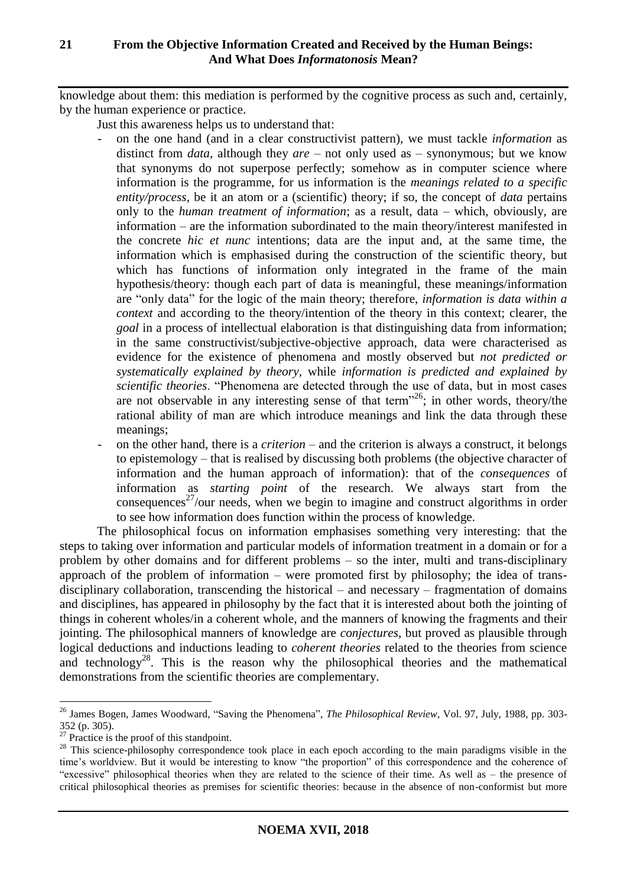knowledge about them: this mediation is performed by the cognitive process as such and, certainly, by the human experience or practice.

Just this awareness helps us to understand that:

- on the one hand (and in a clear constructivist pattern), we must tackle *information* as distinct from *data*, although they *are* – not only used as – synonymous; but we know that synonyms do not superpose perfectly; somehow as in computer science where information is the programme, for us information is the *meanings related to a specific entity/process*, be it an atom or a (scientific) theory; if so, the concept of *data* pertains only to the *human treatment of information*; as a result, data – which, obviously, are information – are the information subordinated to the main theory/interest manifested in the concrete *hic et nunc* intentions; data are the input and, at the same time, the information which is emphasised during the construction of the scientific theory, but which has functions of information only integrated in the frame of the main hypothesis/theory: though each part of data is meaningful, these meanings/information are "only data" for the logic of the main theory; therefore, *information is data within a context* and according to the theory/intention of the theory in this context; clearer, the *goal* in a process of intellectual elaboration is that distinguishing data from information; in the same constructivist/subjective-objective approach, data were characterised as evidence for the existence of phenomena and mostly observed but *not predicted or systematically explained by theory*, while *information is predicted and explained by scientific theories*. "Phenomena are detected through the use of data, but in most cases are not observable in any interesting sense of that term"[26]; in other words, theory/the rational ability of man are which introduce meanings and link the data through these meanings;
- on the other hand, there is a *criterion* – and the criterion is always a construct, it belongs to epistemology – that is realised by discussing both problems (the objective character of information and the human approach of information): that of the *consequences* of information as *starting point* of the research. We always start from the consequences[27]/our needs, when we begin to imagine and construct algorithms in order to see how information does function within the process of knowledge.

The philosophical focus on information emphasises something very interesting: that the steps to taking over information and particular models of information treatment in a domain or for a problem by other domains and for different problems – so the inter, multi and trans-disciplinary approach of the problem of information – were promoted first by philosophy; the idea of trans-disciplinary collaboration, transcending the historical – and necessary – fragmentation of domains and disciplines, has appeared in philosophy by the fact that it is interested about both the jointing of things in coherent wholes/in a coherent whole, and the manners of knowing the fragments and their jointing. The philosophical manners of knowledge are *conjectures*, but proved as plausible through logical deductions and inductions leading to *coherent theories* related to the theories from science and technology[28]. This is the reason why the philosophical theories and the mathematical demonstrations from the scientific theories are complementary.

---

[26] James Bogen, James Woodward, "Saving the Phenomena", *The Philosophical Review*, Vol. 97, July, 1988, pp. 303-352 (p. 305).

[27] Practice is the proof of this standpoint.

[28] This science-philosophy correspondence took place in each epoch according to the main paradigms visible in the time's worldview. But it would be interesting to know "the proportion" of this correspondence and the coherence of "excessive" philosophical theories when they are related to the science of their time. As well as – the presence of critical philosophical theories as premises for scientific theories: because in the absence of non-conformist but more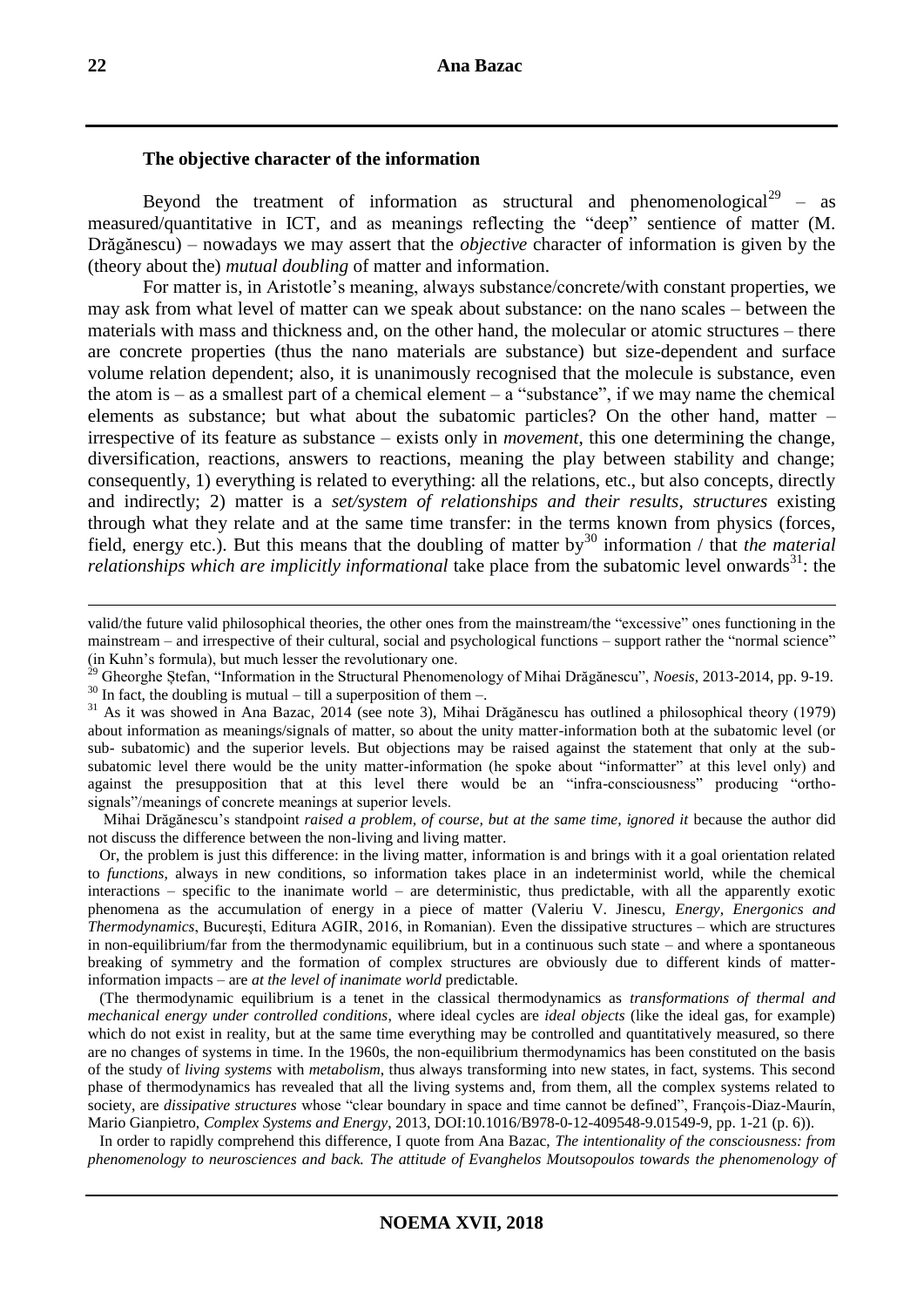### The objective character of the information

Beyond the treatment of information as structural and phenomenological[29] – as measured/quantitative in ICT, and as meanings reflecting the "deep" sentience of matter (M. Drăgănescu) – nowadays we may assert that the *objective* character of information is given by the (theory about the) *mutual doubling* of matter and information.

For matter is, in Aristotle's meaning, always substance/concrete/with constant properties, we may ask from what level of matter can we speak about substance: on the nano scales – between the materials with mass and thickness and, on the other hand, the molecular or atomic structures – there are concrete properties (thus the nano materials are substance) but size-dependent and surface volume relation dependent; also, it is unanimously recognised that the molecule is substance, even the atom is – as a smallest part of a chemical element – a "substance", if we may name the chemical elements as substance; but what about the subatomic particles? On the other hand, matter – irrespective of its feature as substance – exists only in *movement*, this one determining the change, diversification, reactions, answers to reactions, meaning the play between stability and change; consequently, 1) everything is related to everything: all the relations, etc., but also concepts, directly and indirectly; 2) matter is a *set/system of relationships and their results*, *structures* existing through what they relate and at the same time transfer: in the terms known from physics (forces, field, energy etc.). But this means that the doubling of matter by[30] information / that *the material relationships which are implicitly informational* take place from the subatomic level onwards[31]: the

---

valid/the future valid philosophical theories, the other ones from the mainstream/the "excessive" ones functioning in the mainstream – and irrespective of their cultural, social and psychological functions – support rather the "normal science" (in Kuhn's formula), but much lesser the revolutionary one.

[29] Gheorghe Ștefan, "Information in the Structural Phenomenology of Mihai Drăgănescu", *Noesis*, 2013-2014, pp. 9-19.

[30] In fact, the doubling is mutual – till a superposition of them –.

[31] As it was showed in Ana Bazac, 2014 (see note 3), Mihai Drăgănescu has outlined a philosophical theory (1979) about information as meanings/signals of matter, so about the unity matter-information both at the subatomic level (or sub- subatomic) and the superior levels. But objections may be raised against the statement that only at the sub-subatomic level there would be the unity matter-information (he spoke about "informatter" at this level only) and against the presupposition that at this level there would be an "infra-consciousness" producing "ortho-signals"/meanings of concrete meanings at superior levels.

Mihai Drăgănescu's standpoint *raised a problem, of course, but at the same time, ignored it* because the author did not discuss the difference between the non-living and living matter.

Or, the problem is just this difference: in the living matter, information is and brings with it a goal orientation related to *functions*, always in new conditions, so information takes place in an indeterminist world, while the chemical interactions – specific to the inanimate world – are deterministic, thus predictable, with all the apparently exotic phenomena as the accumulation of energy in a piece of matter (Valeriu V. Jinescu, *Energy, Energonics and Thermodynamics*, București, Editura AGIR, 2016, in Romanian). Even the dissipative structures – which are structures in non-equilibrium/far from the thermodynamic equilibrium, but in a continuous such state – and where a spontaneous breaking of symmetry and the formation of complex structures are obviously due to different kinds of matter-information impacts – are *at the level of inanimate world* predictable.

(The thermodynamic equilibrium is a tenet in the classical thermodynamics as *transformations of thermal and mechanical energy under controlled conditions*, where ideal cycles are *ideal objects* (like the ideal gas, for example) which do not exist in reality, but at the same time everything may be controlled and quantitatively measured, so there are no changes of systems in time. In the 1960s, the non-equilibrium thermodynamics has been constituted on the basis of the study of *living systems* with *metabolism*, thus always transforming into new states, in fact, systems. This second phase of thermodynamics has revealed that all the living systems and, from them, all the complex systems related to society, are *dissipative structures* whose "clear boundary in space and time cannot be defined", François-Diaz-Maurín, Mario Gianpietro, *Complex Systems and Energy*, 2013, DOI:10.1016/B978-0-12-409548-9.01549-9, pp. 1-21 (p. 6)).

In order to rapidly comprehend this difference, I quote from Ana Bazac, *The intentionality of the consciousness: from phenomenology to neurosciences and back. The attitude of Evanghelos Moutsopoulos towards the phenomenology of*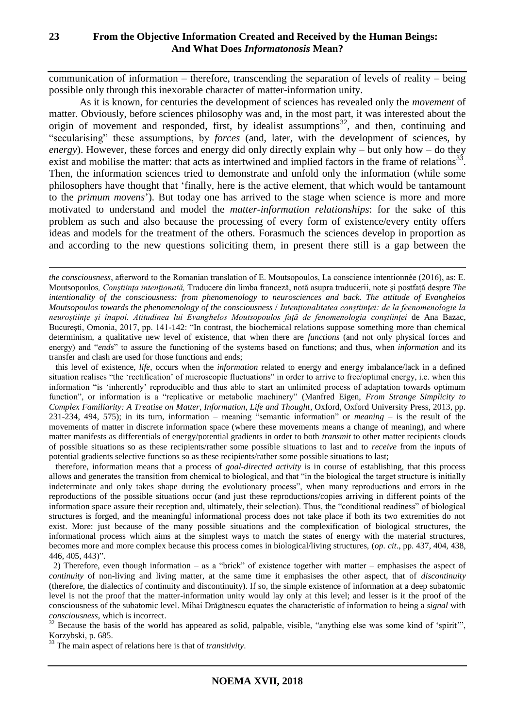communication of information – therefore, transcending the separation of levels of reality – being possible only through this inexorable character of matter-information unity.

As it is known, for centuries the development of sciences has revealed only the *movement* of matter. Obviously, before sciences philosophy was and, in the most part, it was interested about the origin of movement and responded, first, by idealist assumptions[32], and then, continuing and "secularising" these assumptions, by *forces* (and, later, with the development of sciences, by *energy*). However, these forces and energy did only directly explain why – but only how – do they exist and mobilise the matter: that acts as intertwined and implied factors in the frame of relations[33]. Then, the information sciences tried to demonstrate and unfold only the information (while some philosophers have thought that 'finally, here is the active element, that which would be tantamount to the *primum movens*'). But today one has arrived to the stage when science is more and more motivated to understand and model the *matter-information relationships*: for the sake of this problem as such and also because the processing of every form of existence/every entity offers ideas and models for the treatment of the others. Forasmuch the sciences develop in proportion as and according to the new questions soliciting them, in present there still is a gap between the

---

*the consciousness*, afterword to the Romanian translation of E. Moutsopoulos, La conscience intentionnée (2016), as: E. Moutsopoulos*, Conştiinţa intenţionată,* Traducere din limba franceză, notă asupra traducerii, note şi postfaţă despre *The intentionality of the consciousness: from phenomenology to neurosciences and back. The attitude of Evanghelos Moutsopoulos towards the phenomenology of the consciousness* / *Intenţionalitatea conştiinţei: de la feenomenologie la neuroştiinţe şi înapoi. Atitudinea lui Evanghelos Moutsopoulos faţă de fenomenologia conştiinţei* de Ana Bazac, Bucureşti, Omonia, 2017, pp. 141-142: "In contrast, the biochemical relations suppose something more than chemical determinism, a qualitative new level of existence, that when there are *functions* (and not only physical forces and energy) and "*ends*" to assure the functioning of the systems based on functions; and thus, when *information* and its transfer and clash are used for those functions and ends;

this level of existence, *life*, occurs when the *information* related to energy and energy imbalance/lack in a defined situation realises "the 'rectification' of microscopic fluctuations" in order to arrive to free/optimal energy, i.e. when this information "is 'inherently' reproducible and thus able to start an unlimited process of adaptation towards optimum function", or information is a "replicative or metabolic machinery" (Manfred Eigen, *From Strange Simplicity to Complex Familiarity: A Treatise on Matter, Information, Life and Thought*, Oxford, Oxford University Press, 2013, pp. 231-234, 494, 575); in its turn, information – meaning "semantic information" or *meaning* – is the result of the movements of matter in discrete information space (where these movements means a change of meaning), and where matter manifests as differentials of energy/potential gradients in order to both *transmit* to other matter recipients clouds of possible situations so as these recipients/rather some possible situations to last and to *receive* from the inputs of potential gradients selective functions so as these recipients/rather some possible situations to last;

therefore, information means that a process of *goal-directed activity* is in course of establishing, that this process allows and generates the transition from chemical to biological, and that "in the biological the target structure is initially indeterminate and only takes shape during the evolutionary process", when many reproductions and errors in the reproductions of the possible situations occur (and just these reproductions/copies arriving in different points of the information space assure their reception and, ultimately, their selection). Thus, the "conditional readiness" of biological structures is forged, and the meaningful informational process does not take place if both its two extremities do not exist. More: just because of the many possible situations and the complexification of biological structures, the informational process which aims at the simplest ways to match the states of energy with the material structures, becomes more and more complex because this process comes in biological/living structures, (*op. cit*., pp. 437, 404, 438, 446, 405, 443)".

2) Therefore, even though information – as a "brick" of existence together with matter – emphasises the aspect of *continuity* of non-living and living matter, at the same time it emphasises the other aspect, that of *discontinuity* (therefore, the dialectics of continuity and discontinuity). If so, the simple existence of information at a deep subatomic level is not the proof that the matter-information unity would lay only at this level; and lesser is it the proof of the consciousness of the subatomic level. Mihai Drăgănescu equates the characteristic of information to being a *signal* with *consciousness*, which is incorrect.

[32] Because the basis of the world has appeared as solid, palpable, visible, "anything else was some kind of 'spirit'", Korzybski, p. 685.

[33] The main aspect of relations here is that of *transitivity*.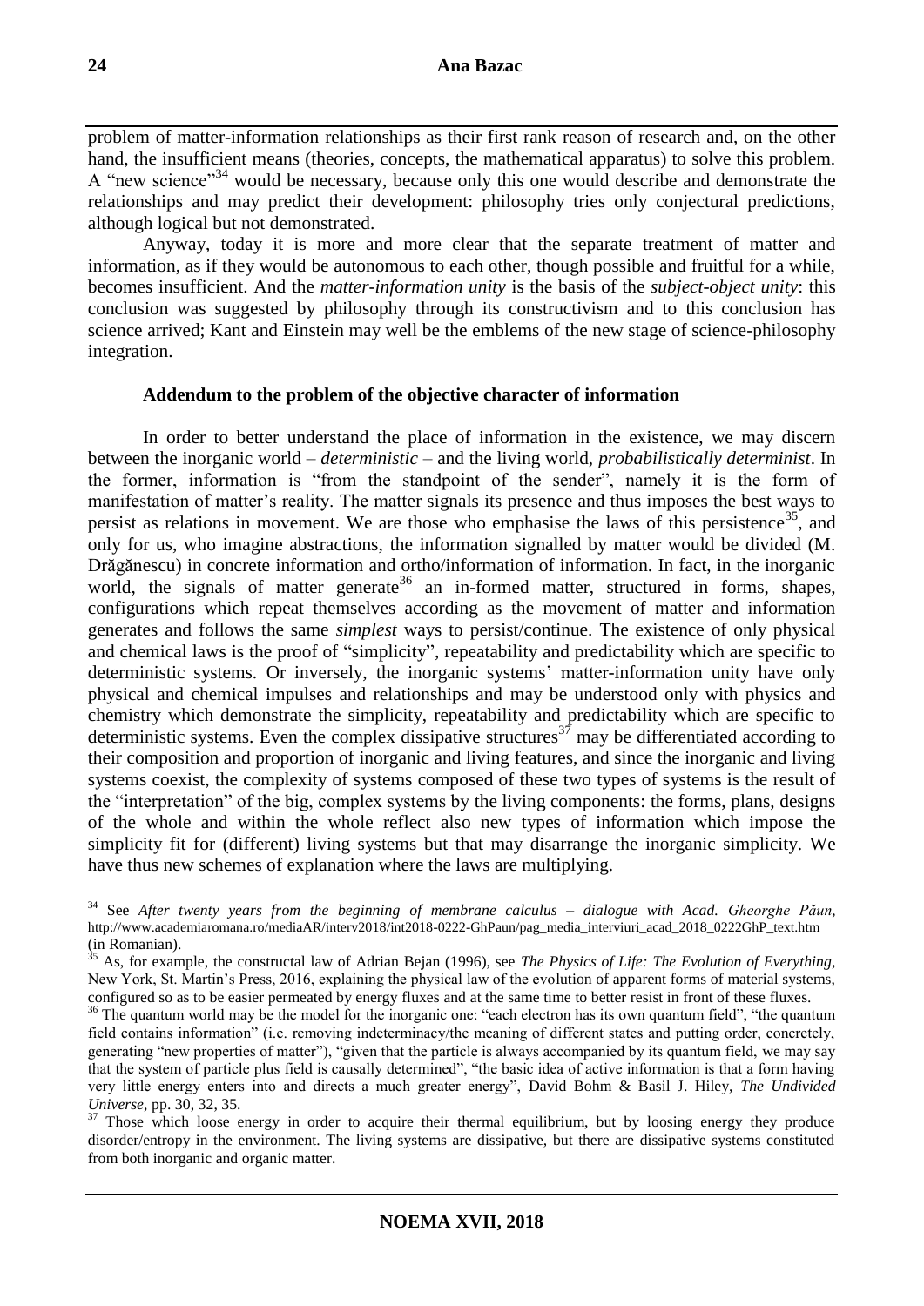problem of matter-information relationships as their first rank reason of research and, on the other hand, the insufficient means (theories, concepts, the mathematical apparatus) to solve this problem. A "new science"[34] would be necessary, because only this one would describe and demonstrate the relationships and may predict their development: philosophy tries only conjectural predictions, although logical but not demonstrated.

Anyway, today it is more and more clear that the separate treatment of matter and information, as if they would be autonomous to each other, though possible and fruitful for a while, becomes insufficient. And the *matter-information unity* is the basis of the *subject-object unity*: this conclusion was suggested by philosophy through its constructivism and to this conclusion has science arrived; Kant and Einstein may well be the emblems of the new stage of science-philosophy integration.

### Addendum to the problem of the objective character of information

In order to better understand the place of information in the existence, we may discern between the inorganic world – *deterministic* – and the living world, *probabilistically determinist*. In the former, information is "from the standpoint of the sender", namely it is the form of manifestation of matter's reality. The matter signals its presence and thus imposes the best ways to persist as relations in movement. We are those who emphasise the laws of this persistence[35], and only for us, who imagine abstractions, the information signalled by matter would be divided (M. Drăgănescu) in concrete information and ortho/information of information. In fact, in the inorganic world, the signals of matter generate[36] an in-formed matter, structured in forms, shapes, configurations which repeat themselves according as the movement of matter and information generates and follows the same *simplest* ways to persist/continue. The existence of only physical and chemical laws is the proof of "simplicity", repeatability and predictability which are specific to deterministic systems. Or inversely, the inorganic systems' matter-information unity have only physical and chemical impulses and relationships and may be understood only with physics and chemistry which demonstrate the simplicity, repeatability and predictability which are specific to deterministic systems. Even the complex dissipative structures[37] may be differentiated according to their composition and proportion of inorganic and living features, and since the inorganic and living systems coexist, the complexity of systems composed of these two types of systems is the result of the "interpretation" of the big, complex systems by the living components: the forms, plans, designs of the whole and within the whole reflect also new types of information which impose the simplicity fit for (different) living systems but that may disarrange the inorganic simplicity. We have thus new schemes of explanation where the laws are multiplying.

---

[34] See *After twenty years from the beginning of membrane calculus – dialogue with Acad. Gheorghe Păun*, http://www.academiaromana.ro/mediaAR/interv2018/int2018-0222-GhPaun/pag_media_interviuri_acad_2018_0222GhP_text.htm (in Romanian).

[35] As, for example, the constructal law of Adrian Bejan (1996), see *The Physics of Life: The Evolution of Everything*, New York, St. Martin's Press, 2016, explaining the physical law of the evolution of apparent forms of material systems, configured so as to be easier permeated by energy fluxes and at the same time to better resist in front of these fluxes.

[36] The quantum world may be the model for the inorganic one: "each electron has its own quantum field", "the quantum field contains information" (i.e. removing indeterminacy/the meaning of different states and putting order, concretely, generating "new properties of matter"), "given that the particle is always accompanied by its quantum field, we may say that the system of particle plus field is causally determined", "the basic idea of active information is that a form having very little energy enters into and directs a much greater energy", David Bohm & Basil J. Hiley, *The Undivided Universe*, pp. 30, 32, 35.

[37] Those which loose energy in order to acquire their thermal equilibrium, but by loosing energy they produce disorder/entropy in the environment. The living systems are dissipative, but there are dissipative systems constituted from both inorganic and organic matter.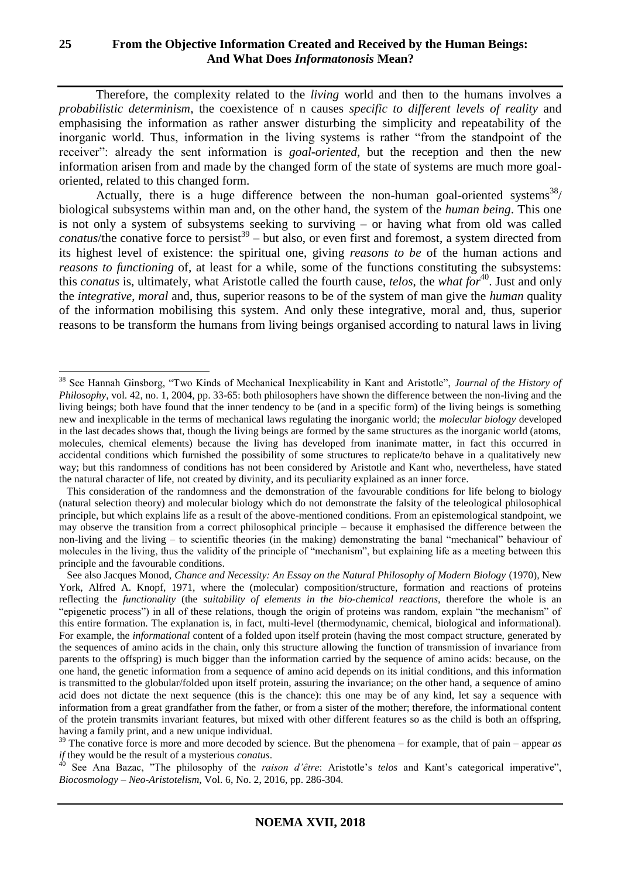Therefore, the complexity related to the *living* world and then to the humans involves a *probabilistic determinism*, the coexistence of n causes *specific to different levels of reality* and emphasising the information as rather answer disturbing the simplicity and repeatability of the inorganic world. Thus, information in the living systems is rather "from the standpoint of the receiver": already the sent information is *goal-oriented*, but the reception and then the new information arisen from and made by the changed form of the state of systems are much more goal-oriented, related to this changed form.

Actually, there is a huge difference between the non-human goal-oriented systems[38]/ biological subsystems within man and, on the other hand, the system of the *human being*. This one is not only a system of subsystems seeking to surviving – or having what from old was called *conatus*/the conative force to persist[39] – but also, or even first and foremost, a system directed from its highest level of existence: the spiritual one, giving *reasons to be* of the human actions and *reasons to functioning* of, at least for a while, some of the functions constituting the subsystems: this *conatus* is, ultimately, what Aristotle called the fourth cause, *telos*, the *what for*[40]. Just and only the *integrative, moral* and, thus, superior reasons to be of the system of man give the *human* quality of the information mobilising this system. And only these integrative, moral and, thus, superior reasons to be transform the humans from living beings organised according to natural laws in living

---

[38] See Hannah Ginsborg, "Two Kinds of Mechanical Inexplicability in Kant and Aristotle", *Journal of the History of Philosophy*, vol. 42, no. 1, 2004, pp. 33-65: both philosophers have shown the difference between the non-living and the living beings; both have found that the inner tendency to be (and in a specific form) of the living beings is something new and inexplicable in the terms of mechanical laws regulating the inorganic world; the *molecular biology* developed in the last decades shows that, though the living beings are formed by the same structures as the inorganic world (atoms, molecules, chemical elements) because the living has developed from inanimate matter, in fact this occurred in accidental conditions which furnished the possibility of some structures to replicate/to behave in a qualitatively new way; but this randomness of conditions has not been considered by Aristotle and Kant who, nevertheless, have stated the natural character of life, not created by divinity, and its peculiarity explained as an inner force.

This consideration of the randomness and the demonstration of the favourable conditions for life belong to biology (natural selection theory) and molecular biology which do not demonstrate the falsity of the teleological philosophical principle, but which explains life as a result of the above-mentioned conditions. From an epistemological standpoint, we may observe the transition from a correct philosophical principle – because it emphasised the difference between the non-living and the living – to scientific theories (in the making) demonstrating the banal "mechanical" behaviour of molecules in the living, thus the validity of the principle of "mechanism", but explaining life as a meeting between this principle and the favourable conditions.

See also Jacques Monod, *Chance and Necessity: An Essay on the Natural Philosophy of Modern Biology* (1970), New York, Alfred A. Knopf, 1971, where the (molecular) composition/structure, formation and reactions of proteins reflecting the *functionality* (the *suitability of elements in the bio-chemical reactions*, therefore the whole is an "epigenetic process") in all of these relations, though the origin of proteins was random, explain "the mechanism" of this entire formation. The explanation is, in fact, multi-level (thermodynamic, chemical, biological and informational). For example, the *informational* content of a folded upon itself protein (having the most compact structure, generated by the sequences of amino acids in the chain, only this structure allowing the function of transmission of invariance from parents to the offspring) is much bigger than the information carried by the sequence of amino acids: because, on the one hand, the genetic information from a sequence of amino acid depends on its initial conditions, and this information is transmitted to the globular/folded upon itself protein, assuring the invariance; on the other hand, a sequence of amino acid does not dictate the next sequence (this is the chance): this one may be of any kind, let say a sequence with information from a great grandfather from the father, or from a sister of the mother; therefore, the informational content of the protein transmits invariant features, but mixed with other different features so as the child is both an offspring, having a family print, and a new unique individual.

[39] The conative force is more and more decoded by science. But the phenomena – for example, that of pain – appear *as if* they would be the result of a mysterious *conatus*.

[40] See Ana Bazac, "The philosophy of the *raison d'être*: Aristotle's *telos* and Kant's categorical imperative", *Biocosmology – Neo-Aristotelism*, Vol. 6, No. 2, 2016, pp. 286-304.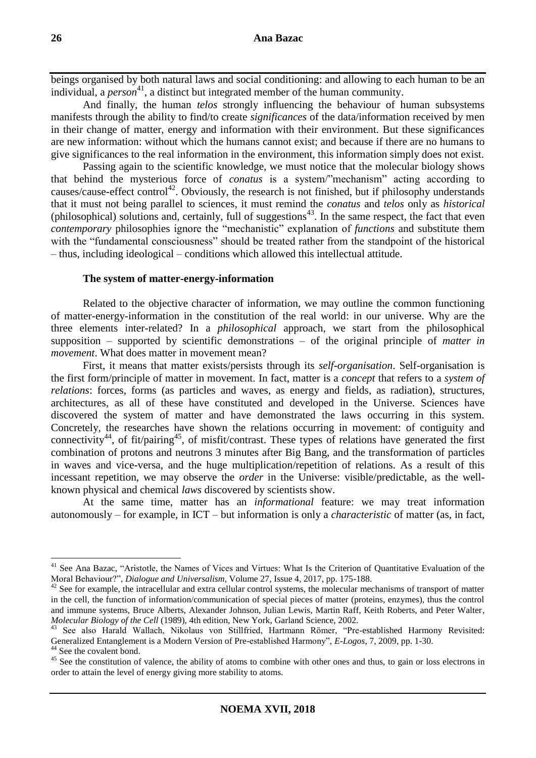beings organised by both natural laws and social conditioning: and allowing to each human to be an individual, a *person*[41], a distinct but integrated member of the human community.

And finally, the human *telos* strongly influencing the behaviour of human subsystems manifests through the ability to find/to create *significances* of the data/information received by men in their change of matter, energy and information with their environment. But these significances are new information: without which the humans cannot exist; and because if there are no humans to give significances to the real information in the environment, this information simply does not exist.

Passing again to the scientific knowledge, we must notice that the molecular biology shows that behind the mysterious force of *conatus* is a system/"mechanism" acting according to causes/cause-effect control[42]. Obviously, the research is not finished, but if philosophy understands that it must not being parallel to sciences, it must remind the *conatus* and *telos* only as *historical* (philosophical) solutions and, certainly, full of suggestions[43]. In the same respect, the fact that even *contemporary* philosophies ignore the "mechanistic" explanation of *functions* and substitute them with the "fundamental consciousness" should be treated rather from the standpoint of the historical – thus, including ideological – conditions which allowed this intellectual attitude.

### The system of matter-energy-information

Related to the objective character of information, we may outline the common functioning of matter-energy-information in the constitution of the real world: in our universe. Why are the three elements inter-related? In a *philosophical* approach, we start from the philosophical supposition – supported by scientific demonstrations – of the original principle of *matter in movement*. What does matter in movement mean?

First, it means that matter exists/persists through its *self-organisation*. Self-organisation is the first form/principle of matter in movement. In fact, matter is a *concept* that refers to a *system of relations*: forces, forms (as particles and waves, as energy and fields, as radiation), structures, architectures, as all of these have constituted and developed in the Universe. Sciences have discovered the system of matter and have demonstrated the laws occurring in this system. Concretely, the researches have shown the relations occurring in movement: of contiguity and connectivity[44], of fit/pairing[45], of misfit/contrast. These types of relations have generated the first combination of protons and neutrons 3 minutes after Big Bang, and the transformation of particles in waves and vice-versa, and the huge multiplication/repetition of relations. As a result of this incessant repetition, we may observe the *order* in the Universe: visible/predictable, as the well-known physical and chemical *laws* discovered by scientists show.

At the same time, matter has an *informational* feature: we may treat information autonomously – for example, in ICT – but information is only a *characteristic* of matter (as, in fact,

---

[41] See Ana Bazac, "Aristotle, the Names of Vices and Virtues: What Is the Criterion of Quantitative Evaluation of the Moral Behaviour?", *Dialogue and Universalism*, Volume 27, Issue 4, 2017, pp. 175-188.

[42] See for example, the intracellular and extra cellular control systems, the molecular mechanisms of transport of matter in the cell, the function of information/communication of special pieces of matter (proteins, enzymes), thus the control and immune systems, Bruce Alberts, Alexander Johnson, Julian Lewis, Martin Raff, Keith Roberts, and Peter Walter, *Molecular Biology of the Cell* (1989), 4th edition, New York, Garland Science, 2002.

[43] See also Harald Wallach, Nikolaus von Stillfried, Hartmann Römer, "Pre-established Harmony Revisited: Generalized Entanglement is a Modern Version of Pre-established Harmony", *E-Logos*, 7, 2009, pp. 1-30.

[44] See the covalent bond.

[45] See the constitution of valence, the ability of atoms to combine with other ones and thus, to gain or loss electrons in order to attain the level of energy giving more stability to atoms.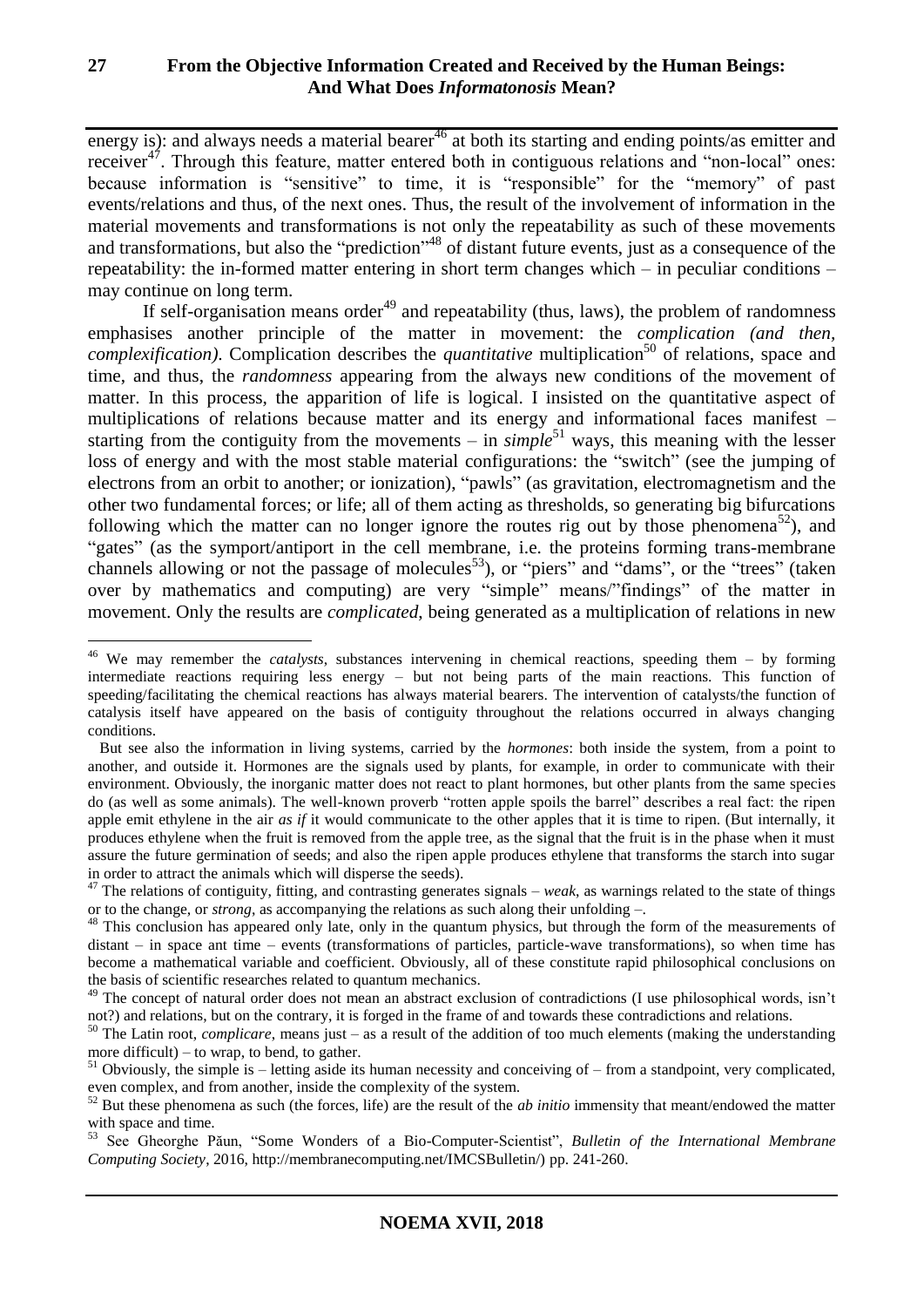energy is): and always needs a material bearer[46] at both its starting and ending points/as emitter and receiver[47]. Through this feature, matter entered both in contiguous relations and "non-local" ones: because information is "sensitive" to time, it is "responsible" for the "memory" of past events/relations and thus, of the next ones. Thus, the result of the involvement of information in the material movements and transformations is not only the repeatability as such of these movements and transformations, but also the "prediction"[48] of distant future events, just as a consequence of the repeatability: the in-formed matter entering in short term changes which – in peculiar conditions – may continue on long term.

If self-organisation means order[49] and repeatability (thus, laws), the problem of randomness emphasises another principle of the matter in movement: the *complication (and then, complexification)*. Complication describes the *quantitative* multiplication[50] of relations, space and time, and thus, the *randomness* appearing from the always new conditions of the movement of matter. In this process, the apparition of life is logical. I insisted on the quantitative aspect of multiplications of relations because matter and its energy and informational faces manifest – starting from the contiguity from the movements – in *simple*[51] ways, this meaning with the lesser loss of energy and with the most stable material configurations: the "switch" (see the jumping of electrons from an orbit to another; or ionization), "pawls" (as gravitation, electromagnetism and the other two fundamental forces; or life; all of them acting as thresholds, so generating big bifurcations following which the matter can no longer ignore the routes rig out by those phenomena[52]), and "gates" (as the symport/antiport in the cell membrane, i.e. the proteins forming trans-membrane channels allowing or not the passage of molecules[53]), or "piers" and "dams", or the "trees" (taken over by mathematics and computing) are very "simple" means/"findings" of the matter in movement. Only the results are *complicated*, being generated as a multiplication of relations in new

---

[46] We may remember the *catalysts*, substances intervening in chemical reactions, speeding them – by forming intermediate reactions requiring less energy – but not being parts of the main reactions. This function of speeding/facilitating the chemical reactions has always material bearers. The intervention of catalysts/the function of catalysis itself have appeared on the basis of contiguity throughout the relations occurred in always changing conditions.

But see also the information in living systems, carried by the *hormones*: both inside the system, from a point to another, and outside it. Hormones are the signals used by plants, for example, in order to communicate with their environment. Obviously, the inorganic matter does not react to plant hormones, but other plants from the same species do (as well as some animals). The well-known proverb "rotten apple spoils the barrel" describes a real fact: the ripen apple emit ethylene in the air *as if* it would communicate to the other apples that it is time to ripen. (But internally, it produces ethylene when the fruit is removed from the apple tree, as the signal that the fruit is in the phase when it must assure the future germination of seeds; and also the ripen apple produces ethylene that transforms the starch into sugar in order to attract the animals which will disperse the seeds).

[47] The relations of contiguity, fitting, and contrasting generates signals – *weak*, as warnings related to the state of things or to the change, or *strong*, as accompanying the relations as such along their unfolding –.

[48] This conclusion has appeared only late, only in the quantum physics, but through the form of the measurements of distant – in space ant time – events (transformations of particles, particle-wave transformations), so when time has become a mathematical variable and coefficient. Obviously, all of these constitute rapid philosophical conclusions on the basis of scientific researches related to quantum mechanics.

[49] The concept of natural order does not mean an abstract exclusion of contradictions (I use philosophical words, isn't not?) and relations, but on the contrary, it is forged in the frame of and towards these contradictions and relations.

[50] The Latin root, *complicare*, means just – as a result of the addition of too much elements (making the understanding more difficult) – to wrap, to bend, to gather.

[51] Obviously, the simple is – letting aside its human necessity and conceiving of – from a standpoint, very complicated, even complex, and from another, inside the complexity of the system.

[52] But these phenomena as such (the forces, life) are the result of the *ab initio* immensity that meant/endowed the matter with space and time.

[53] See Gheorghe Păun, "Some Wonders of a Bio-Computer-Scientist", *Bulletin of the International Membrane Computing Society*, 2016, http://membranecomputing.net/IMCSBulletin/) pp. 241-260.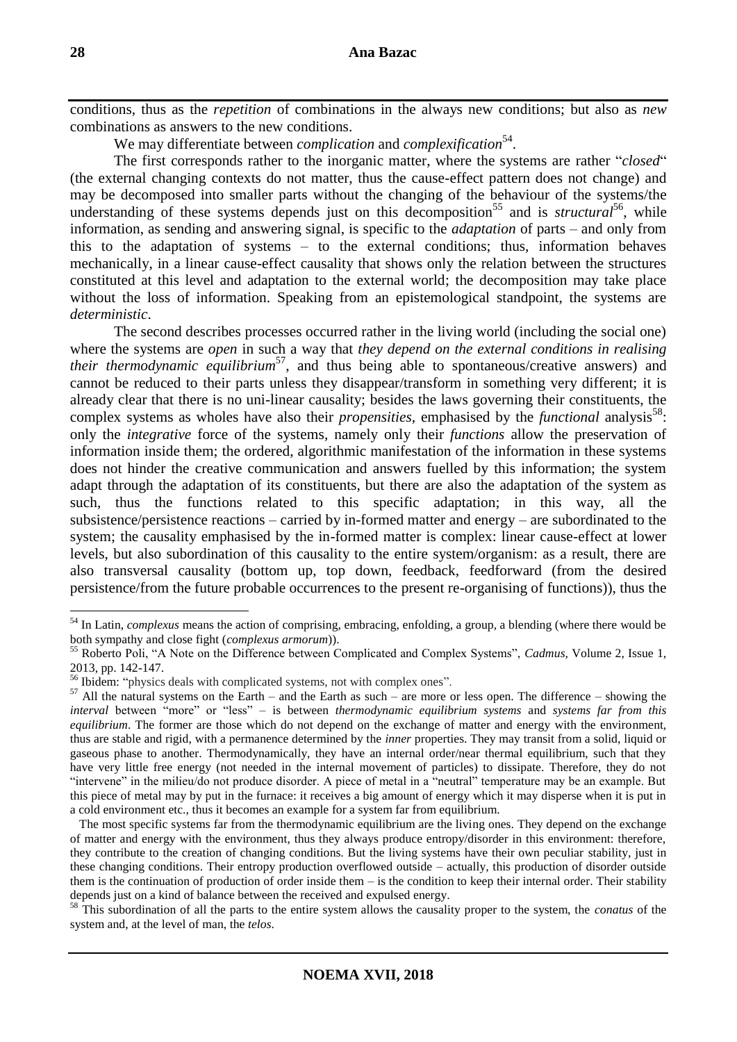conditions, thus as the *repetition* of combinations in the always new conditions; but also as *new* combinations as answers to the new conditions.

We may differentiate between *complication* and *complexification*[54].

The first corresponds rather to the inorganic matter, where the systems are rather "*closed*" (the external changing contexts do not matter, thus the cause-effect pattern does not change) and may be decomposed into smaller parts without the changing of the behaviour of the systems/the understanding of these systems depends just on this decomposition[55] and is *structural*[56], while information, as sending and answering signal, is specific to the *adaptation* of parts – and only from this to the adaptation of systems – to the external conditions; thus, information behaves mechanically, in a linear cause-effect causality that shows only the relation between the structures constituted at this level and adaptation to the external world; the decomposition may take place without the loss of information. Speaking from an epistemological standpoint, the systems are *deterministic*.

The second describes processes occurred rather in the living world (including the social one) where the systems are *open* in such a way that *they depend on the external conditions in realising their thermodynamic equilibrium*[57], and thus being able to spontaneous/creative answers) and cannot be reduced to their parts unless they disappear/transform in something very different; it is already clear that there is no uni-linear causality; besides the laws governing their constituents, the complex systems as wholes have also their *propensities*, emphasised by the *functional* analysis[58]: only the *integrative* force of the systems, namely only their *functions* allow the preservation of information inside them; the ordered, algorithmic manifestation of the information in these systems does not hinder the creative communication and answers fuelled by this information; the system adapt through the adaptation of its constituents, but there are also the adaptation of the system as such, thus the functions related to this specific adaptation; in this way, all the subsistence/persistence reactions – carried by in-formed matter and energy – are subordinated to the system; the causality emphasised by the in-formed matter is complex: linear cause-effect at lower levels, but also subordination of this causality to the entire system/organism: as a result, there are also transversal causality (bottom up, top down, feedback, feedforward (from the desired persistence/from the future probable occurrences to the present re-organising of functions)), thus the

---

[54] In Latin, *complexus* means the action of comprising, embracing, enfolding, a group, a blending (where there would be both sympathy and close fight (*complexus armorum*)).

[55] Roberto Poli, "A Note on the Difference between Complicated and Complex Systems", *Cadmus,* Volume 2, Issue 1, 2013, pp. 142-147.

[56] Ibidem: "physics deals with complicated systems, not with complex ones".

[57] All the natural systems on the Earth – and the Earth as such – are more or less open. The difference – showing the *interval* between "more" or "less" – is between *thermodynamic equilibrium systems* and *systems far from this equilibrium*. The former are those which do not depend on the exchange of matter and energy with the environment, thus are stable and rigid, with a permanence determined by the *inner* properties. They may transit from a solid, liquid or gaseous phase to another. Thermodynamically, they have an internal order/near thermal equilibrium, such that they have very little free energy (not needed in the internal movement of particles) to dissipate. Therefore, they do not "intervene" in the milieu/do not produce disorder. A piece of metal in a "neutral" temperature may be an example. But this piece of metal may by put in the furnace: it receives a big amount of energy which it may disperse when it is put in a cold environment etc., thus it becomes an example for a system far from equilibrium.

The most specific systems far from the thermodynamic equilibrium are the living ones. They depend on the exchange of matter and energy with the environment, thus they always produce entropy/disorder in this environment: therefore, they contribute to the creation of changing conditions. But the living systems have their own peculiar stability, just in these changing conditions. Their entropy production overflowed outside – actually, this production of disorder outside them is the continuation of production of order inside them – is the condition to keep their internal order. Their stability depends just on a kind of balance between the received and expulsed energy.

[58] This subordination of all the parts to the entire system allows the causality proper to the system, the *conatus* of the system and, at the level of man, the *telos*.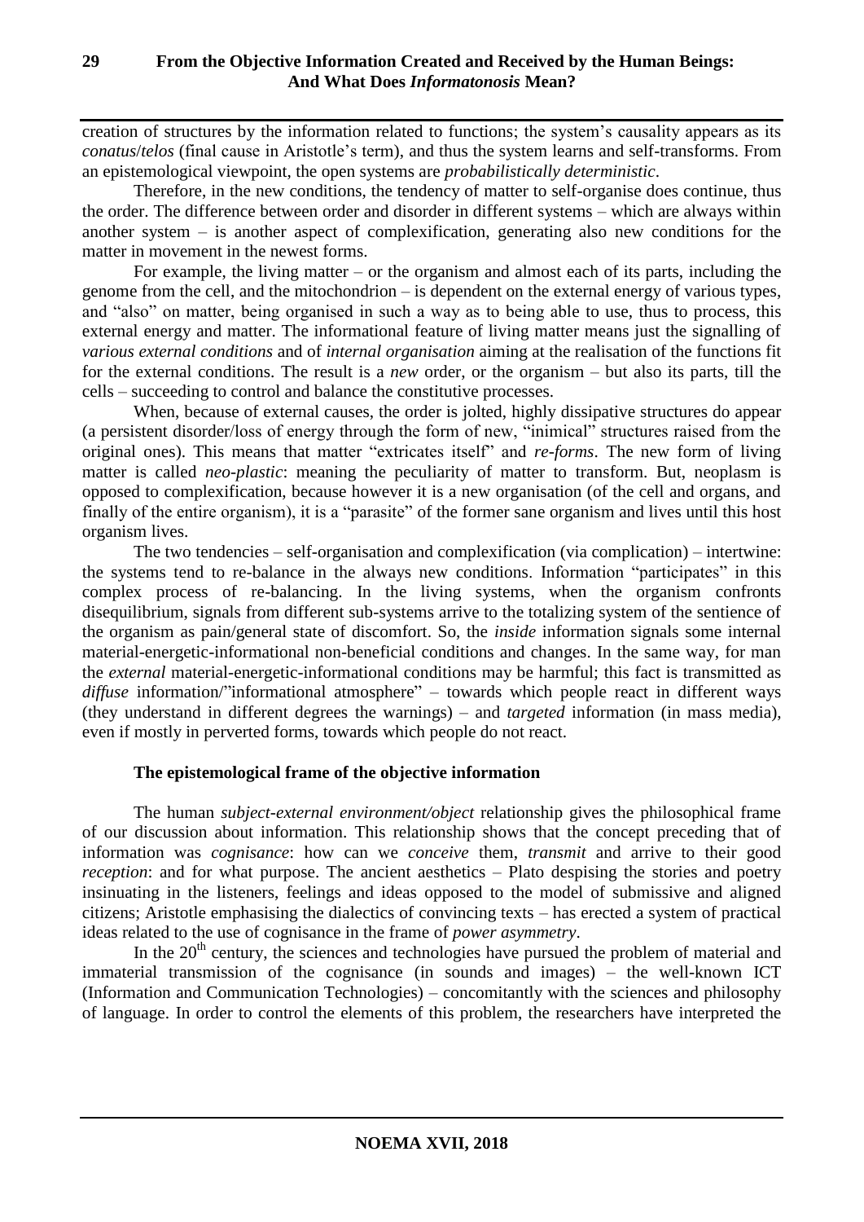creation of structures by the information related to functions; the system's causality appears as its *conatus*/*telos* (final cause in Aristotle's term), and thus the system learns and self-transforms. From an epistemological viewpoint, the open systems are *probabilistically deterministic*.

Therefore, in the new conditions, the tendency of matter to self-organise does continue, thus the order. The difference between order and disorder in different systems – which are always within another system – is another aspect of complexification, generating also new conditions for the matter in movement in the newest forms.

For example, the living matter – or the organism and almost each of its parts, including the genome from the cell, and the mitochondrion – is dependent on the external energy of various types, and "also" on matter, being organised in such a way as to being able to use, thus to process, this external energy and matter. The informational feature of living matter means just the signalling of *various external conditions* and of *internal organisation* aiming at the realisation of the functions fit for the external conditions. The result is a *new* order, or the organism – but also its parts, till the cells – succeeding to control and balance the constitutive processes.

When, because of external causes, the order is jolted, highly dissipative structures do appear (a persistent disorder/loss of energy through the form of new, "inimical" structures raised from the original ones). This means that matter "extricates itself" and *re-forms*. The new form of living matter is called *neo-plastic*: meaning the peculiarity of matter to transform. But, neoplasm is opposed to complexification, because however it is a new organisation (of the cell and organs, and finally of the entire organism), it is a "parasite" of the former sane organism and lives until this host organism lives.

The two tendencies – self-organisation and complexification (via complication) – intertwine: the systems tend to re-balance in the always new conditions. Information "participates" in this complex process of re-balancing. In the living systems, when the organism confronts disequilibrium, signals from different sub-systems arrive to the totalizing system of the sentience of the organism as pain/general state of discomfort. So, the *inside* information signals some internal material-energetic-informational non-beneficial conditions and changes. In the same way, for man the *external* material-energetic-informational conditions may be harmful; this fact is transmitted as *diffuse* information/"informational atmosphere" – towards which people react in different ways (they understand in different degrees the warnings) – and *targeted* information (in mass media), even if mostly in perverted forms, towards which people do not react.

### The epistemological frame of the objective information

The human *subject-external environment/object* relationship gives the philosophical frame of our discussion about information. This relationship shows that the concept preceding that of information was *cognisance*: how can we *conceive* them, *transmit* and arrive to their good *reception*: and for what purpose. The ancient aesthetics – Plato despising the stories and poetry insinuating in the listeners, feelings and ideas opposed to the model of submissive and aligned citizens; Aristotle emphasising the dialectics of convincing texts – has erected a system of practical ideas related to the use of cognisance in the frame of *power asymmetry*.

In the 20th century, the sciences and technologies have pursued the problem of material and immaterial transmission of the cognisance (in sounds and images) – the well-known ICT (Information and Communication Technologies) – concomitantly with the sciences and philosophy of language. In order to control the elements of this problem, the researchers have interpreted the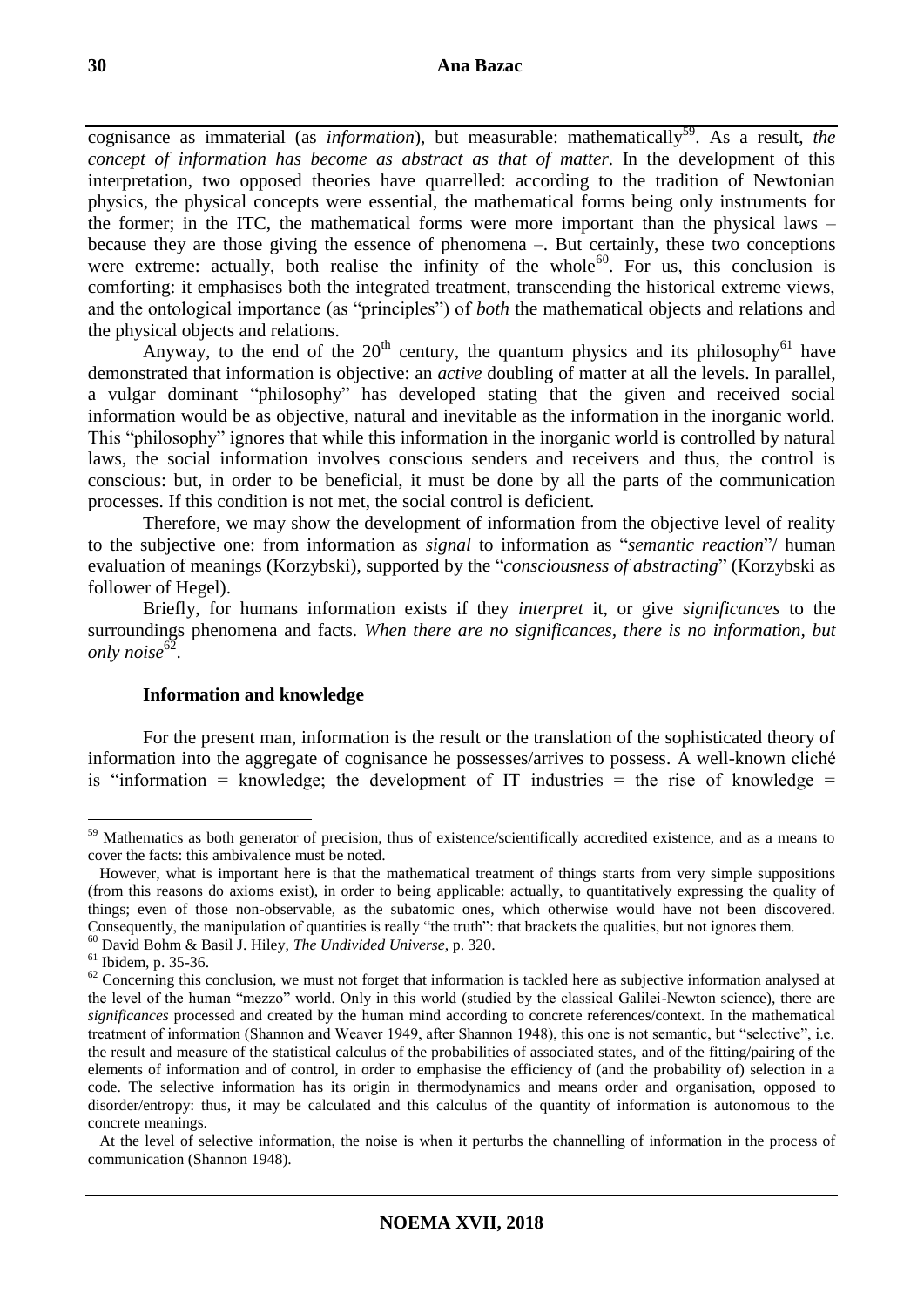cognisance as immaterial (as *information*), but measurable: mathematically[59]. As a result, *the concept of information has become as abstract as that of matter*. In the development of this interpretation, two opposed theories have quarrelled: according to the tradition of Newtonian physics, the physical concepts were essential, the mathematical forms being only instruments for the former; in the ITC, the mathematical forms were more important than the physical laws – because they are those giving the essence of phenomena –. But certainly, these two conceptions were extreme: actually, both realise the infinity of the whole[60]. For us, this conclusion is comforting: it emphasises both the integrated treatment, transcending the historical extreme views, and the ontological importance (as "principles") of *both* the mathematical objects and relations and the physical objects and relations.

Anyway, to the end of the 20th century, the quantum physics and its philosophy[61] have demonstrated that information is objective: an *active* doubling of matter at all the levels. In parallel, a vulgar dominant "philosophy" has developed stating that the given and received social information would be as objective, natural and inevitable as the information in the inorganic world. This "philosophy" ignores that while this information in the inorganic world is controlled by natural laws, the social information involves conscious senders and receivers and thus, the control is conscious: but, in order to be beneficial, it must be done by all the parts of the communication processes. If this condition is not met, the social control is deficient.

Therefore, we may show the development of information from the objective level of reality to the subjective one: from information as *signal* to information as "*semantic reaction*"/ human evaluation of meanings (Korzybski), supported by the "*consciousness of abstracting*" (Korzybski as follower of Hegel).

Briefly, for humans information exists if they *interpret* it, or give *significances* to the surroundings phenomena and facts. *When there are no significances, there is no information, but only noise*[62].

### Information and knowledge

For the present man, information is the result or the translation of the sophisticated theory of information into the aggregate of cognisance he possesses/arrives to possess. A well-known cliché is "information = knowledge; the development of IT industries = the rise of knowledge =

---

[59] Mathematics as both generator of precision, thus of existence/scientifically accredited existence, and as a means to cover the facts: this ambivalence must be noted.

However, what is important here is that the mathematical treatment of things starts from very simple suppositions (from this reasons do axioms exist), in order to being applicable: actually, to quantitatively expressing the quality of things; even of those non-observable, as the subatomic ones, which otherwise would have not been discovered. Consequently, the manipulation of quantities is really "the truth": that brackets the qualities, but not ignores them.

[60] David Bohm & Basil J. Hiley, *The Undivided Universe*, p. 320.

[61] Ibidem, p. 35-36.

[62] Concerning this conclusion, we must not forget that information is tackled here as subjective information analysed at the level of the human "mezzo" world. Only in this world (studied by the classical Galilei-Newton science), there are *significances* processed and created by the human mind according to concrete references/context. In the mathematical treatment of information (Shannon and Weaver 1949, after Shannon 1948), this one is not semantic, but "selective", i.e. the result and measure of the statistical calculus of the probabilities of associated states, and of the fitting/pairing of the elements of information and of control, in order to emphasise the efficiency of (and the probability of) selection in a code. The selective information has its origin in thermodynamics and means order and organisation, opposed to disorder/entropy: thus, it may be calculated and this calculus of the quantity of information is autonomous to the concrete meanings.

At the level of selective information, the noise is when it perturbs the channelling of information in the process of communication (Shannon 1948).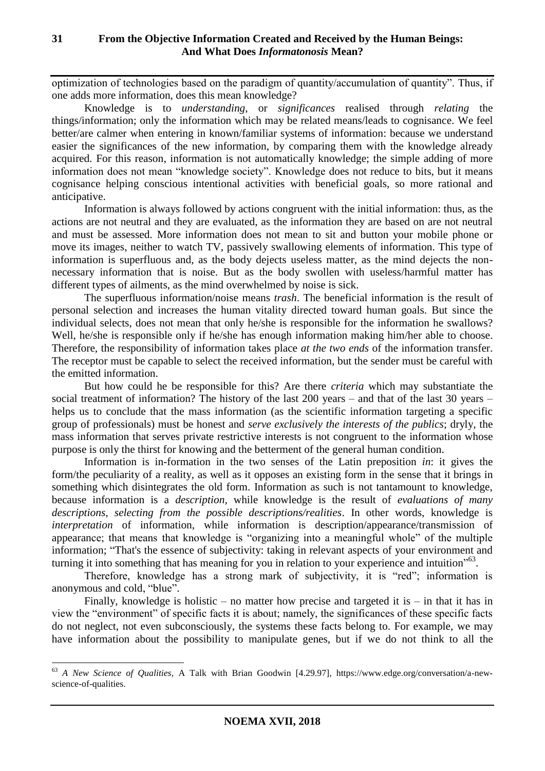optimization of technologies based on the paradigm of quantity/accumulation of quantity". Thus, if one adds more information, does this mean knowledge?

Knowledge is to *understanding*, or *significances* realised through *relating* the things/information; only the information which may be related means/leads to cognisance. We feel better/are calmer when entering in known/familiar systems of information: because we understand easier the significances of the new information, by comparing them with the knowledge already acquired. For this reason, information is not automatically knowledge; the simple adding of more information does not mean "knowledge society". Knowledge does not reduce to bits, but it means cognisance helping conscious intentional activities with beneficial goals, so more rational and anticipative.

Information is always followed by actions congruent with the initial information: thus, as the actions are not neutral and they are evaluated, as the information they are based on are not neutral and must be assessed. More information does not mean to sit and button your mobile phone or move its images, neither to watch TV, passively swallowing elements of information. This type of information is superfluous and, as the body dejects useless matter, as the mind dejects the non-necessary information that is noise. But as the body swollen with useless/harmful matter has different types of ailments, as the mind overwhelmed by noise is sick.

The superfluous information/noise means *trash*. The beneficial information is the result of personal selection and increases the human vitality directed toward human goals. But since the individual selects, does not mean that only he/she is responsible for the information he swallows? Well, he/she is responsible only if he/she has enough information making him/her able to choose. Therefore, the responsibility of information takes place *at the two ends* of the information transfer. The receptor must be capable to select the received information, but the sender must be careful with the emitted information.

But how could he be responsible for this? Are there *criteria* which may substantiate the social treatment of information? The history of the last 200 years – and that of the last 30 years – helps us to conclude that the mass information (as the scientific information targeting a specific group of professionals) must be honest and *serve exclusively the interests of the publics*; dryly, the mass information that serves private restrictive interests is not congruent to the information whose purpose is only the thirst for knowing and the betterment of the general human condition.

Information is in-formation in the two senses of the Latin preposition *in*: it gives the form/the peculiarity of a reality, as well as it opposes an existing form in the sense that it brings in something which disintegrates the old form. Information as such is not tantamount to knowledge, because information is a *description*, while knowledge is the result of *evaluations of many descriptions, selecting from the possible descriptions/realities*. In other words, knowledge is *interpretation* of information, while information is description/appearance/transmission of appearance; that means that knowledge is "organizing into a meaningful whole" of the multiple information; "That's the essence of subjectivity: taking in relevant aspects of your environment and turning it into something that has meaning for you in relation to your experience and intuition"[63].

Therefore, knowledge has a strong mark of subjectivity, it is "red"; information is anonymous and cold, "blue".

Finally, knowledge is holistic – no matter how precise and targeted it is – in that it has in view the "environment" of specific facts it is about; namely, the significances of these specific facts do not neglect, not even subconsciously, the systems these facts belong to. For example, we may have information about the possibility to manipulate genes, but if we do not think to all the

---

[63] *A New Science of Qualities*, A Talk with Brian Goodwin [4.29.97], https://www.edge.org/conversation/a-new-science-of-qualities.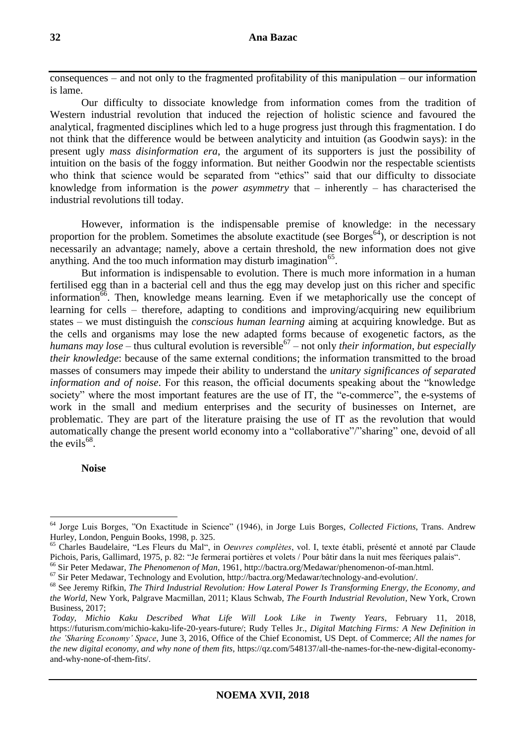consequences – and not only to the fragmented profitability of this manipulation – our information is lame.

Our difficulty to dissociate knowledge from information comes from the tradition of Western industrial revolution that induced the rejection of holistic science and favoured the analytical, fragmented disciplines which led to a huge progress just through this fragmentation. I do not think that the difference would be between analyticity and intuition (as Goodwin says): in the present ugly *mass disinformation era*, the argument of its supporters is just the possibility of intuition on the basis of the foggy information. But neither Goodwin nor the respectable scientists who think that science would be separated from "ethics" said that our difficulty to dissociate knowledge from information is the *power asymmetry* that – inherently – has characterised the industrial revolutions till today.

However, information is the indispensable premise of knowledge: in the necessary proportion for the problem. Sometimes the absolute exactitude (see Borges[64]), or description is not necessarily an advantage; namely, above a certain threshold, the new information does not give anything. And the too much information may disturb imagination[65].

But information is indispensable to evolution. There is much more information in a human fertilised egg than in a bacterial cell and thus the egg may develop just on this richer and specific information[66]. Then, knowledge means learning. Even if we metaphorically use the concept of learning for cells – therefore, adapting to conditions and improving/acquiring new equilibrium states – we must distinguish the *conscious human learning* aiming at acquiring knowledge. But as the cells and organisms may lose the new adapted forms because of exogenetic factors, as the *humans may lose* – thus cultural evolution is reversible[67] – not only *their information, but especially their knowledge*: because of the same external conditions; the information transmitted to the broad masses of consumers may impede their ability to understand the *unitary significances of separated information and of noise*. For this reason, the official documents speaking about the "knowledge society" where the most important features are the use of IT, the "e-commerce", the e-systems of work in the small and medium enterprises and the security of businesses on Internet, are problematic. They are part of the literature praising the use of IT as the revolution that would automatically change the present world economy into a "collaborative"/"sharing" one, devoid of all the evils[68].

**Noise**

---

[64] Jorge Luis Borges, "On Exactitude in Science" (1946), in Jorge Luis Borges, *Collected Fictions*, Trans. Andrew Hurley, London, Penguin Books, 1998, p. 325.

[65] Charles Baudelaire, "Les Fleurs du Mal", in *Oeuvres complètes*, vol. I, texte établi, présenté et annoté par Claude Pichois, Paris, Gallimard, 1975, p. 82: "Je fermerai portières et volets / Pour bâtir dans la nuit mes féeriques palais".

[66] Sir Peter Medawar, *The Phenomenon of Man*, 1961, http://bactra.org/Medawar/phenomenon-of-man.html.

[67] Sir Peter Medawar, Technology and Evolution, http://bactra.org/Medawar/technology-and-evolution/.

[68] See Jeremy Rifkin, *The Third Industrial Revolution: How Lateral Power Is Transforming Energy, the Economy, and the World*, New York, Palgrave Macmillan, 2011; Klaus Schwab, *The Fourth Industrial Revolution*, New York, Crown Business, 2017;

*Today, Michio Kaku Described What Life Will Look Like in Twenty Years*, February 11, 2018, https://futurism.com/michio-kaku-life-20-years-future/; Rudy Telles Jr., *Digital Matching Firms: A New Definition in the 'Sharing Economy' Space*, June 3, 2016, Office of the Chief Economist, US Dept. of Commerce; *All the names for the new digital economy, and why none of them fits*, https://qz.com/548137/all-the-names-for-the-new-digital-economy-and-why-none-of-them-fits/.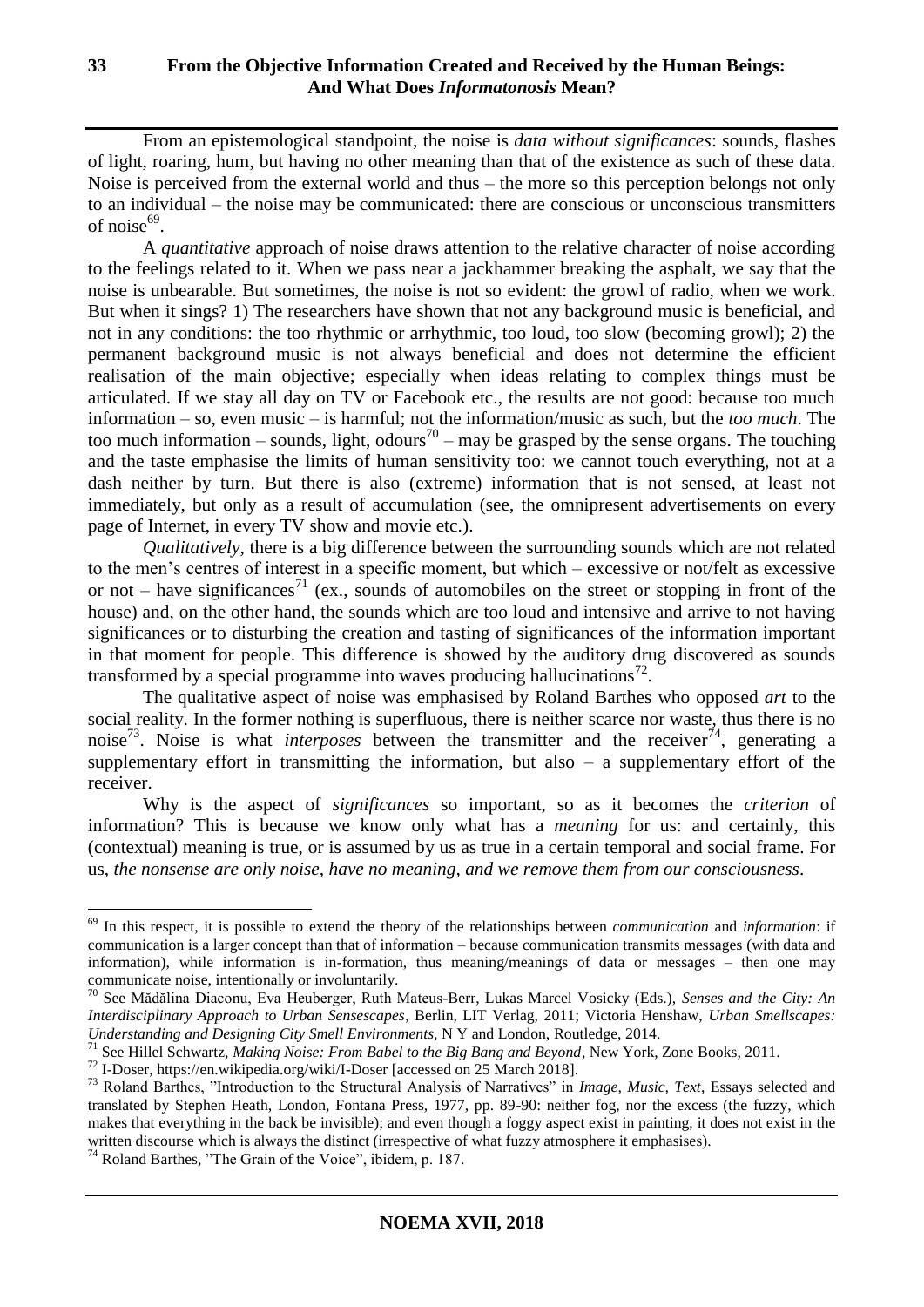From an epistemological standpoint, the noise is *data without significances*: sounds, flashes of light, roaring, hum, but having no other meaning than that of the existence as such of these data. Noise is perceived from the external world and thus – the more so this perception belongs not only to an individual – the noise may be communicated: there are conscious or unconscious transmitters of noise[69].

A *quantitative* approach of noise draws attention to the relative character of noise according to the feelings related to it. When we pass near a jackhammer breaking the asphalt, we say that the noise is unbearable. But sometimes, the noise is not so evident: the growl of radio, when we work. But when it sings? 1) The researchers have shown that not any background music is beneficial, and not in any conditions: the too rhythmic or arrhythmic, too loud, too slow (becoming growl); 2) the permanent background music is not always beneficial and does not determine the efficient realisation of the main objective; especially when ideas relating to complex things must be articulated. If we stay all day on TV or Facebook etc., the results are not good: because too much information – so, even music – is harmful; not the information/music as such, but the *too much*. The too much information – sounds, light, odours[70] – may be grasped by the sense organs. The touching and the taste emphasise the limits of human sensitivity too: we cannot touch everything, not at a dash neither by turn. But there is also (extreme) information that is not sensed, at least not immediately, but only as a result of accumulation (see, the omnipresent advertisements on every page of Internet, in every TV show and movie etc.).

*Qualitatively*, there is a big difference between the surrounding sounds which are not related to the men's centres of interest in a specific moment, but which – excessive or not/felt as excessive or not – have significances[71] (ex., sounds of automobiles on the street or stopping in front of the house) and, on the other hand, the sounds which are too loud and intensive and arrive to not having significances or to disturbing the creation and tasting of significances of the information important in that moment for people. This difference is showed by the auditory drug discovered as sounds transformed by a special programme into waves producing hallucinations[72].

The qualitative aspect of noise was emphasised by Roland Barthes who opposed *art* to the social reality. In the former nothing is superfluous, there is neither scarce nor waste, thus there is no noise[73]. Noise is what *interposes* between the transmitter and the receiver[74], generating a supplementary effort in transmitting the information, but also – a supplementary effort of the receiver.

Why is the aspect of *significances* so important, so as it becomes the *criterion* of information? This is because we know only what has a *meaning* for us: and certainly, this (contextual) meaning is true, or is assumed by us as true in a certain temporal and social frame. For us, *the nonsense are only noise, have no meaning, and we remove them from our consciousness*.

---

[69] In this respect, it is possible to extend the theory of the relationships between *communication* and *information*: if communication is a larger concept than that of information – because communication transmits messages (with data and information), while information is in-formation, thus meaning/meanings of data or messages – then one may communicate noise, intentionally or involuntarily.

[70] See Mădălina Diaconu, Eva Heuberger, Ruth Mateus-Berr, Lukas Marcel Vosicky (Eds.), *Senses and the City: An Interdisciplinary Approach to Urban Sensescapes*, Berlin, LIT Verlag, 2011; Victoria Henshaw, *Urban Smellscapes: Understanding and Designing City Smell Environments*, N Y and London, Routledge, 2014.

[71] See Hillel Schwartz, *Making Noise: From Babel to the Big Bang and Beyond*, New York, Zone Books, 2011.

[72] I-Doser, https://en.wikipedia.org/wiki/I-Doser [accessed on 25 March 2018].

[73] Roland Barthes, "Introduction to the Structural Analysis of Narratives" in *Image, Music, Text*, Essays selected and translated by Stephen Heath, London, Fontana Press, 1977, pp. 89-90: neither fog, nor the excess (the fuzzy, which makes that everything in the back be invisible); and even though a foggy aspect exist in painting, it does not exist in the written discourse which is always the distinct (irrespective of what fuzzy atmosphere it emphasises).

[74] Roland Barthes, "The Grain of the Voice", ibidem, p. 187.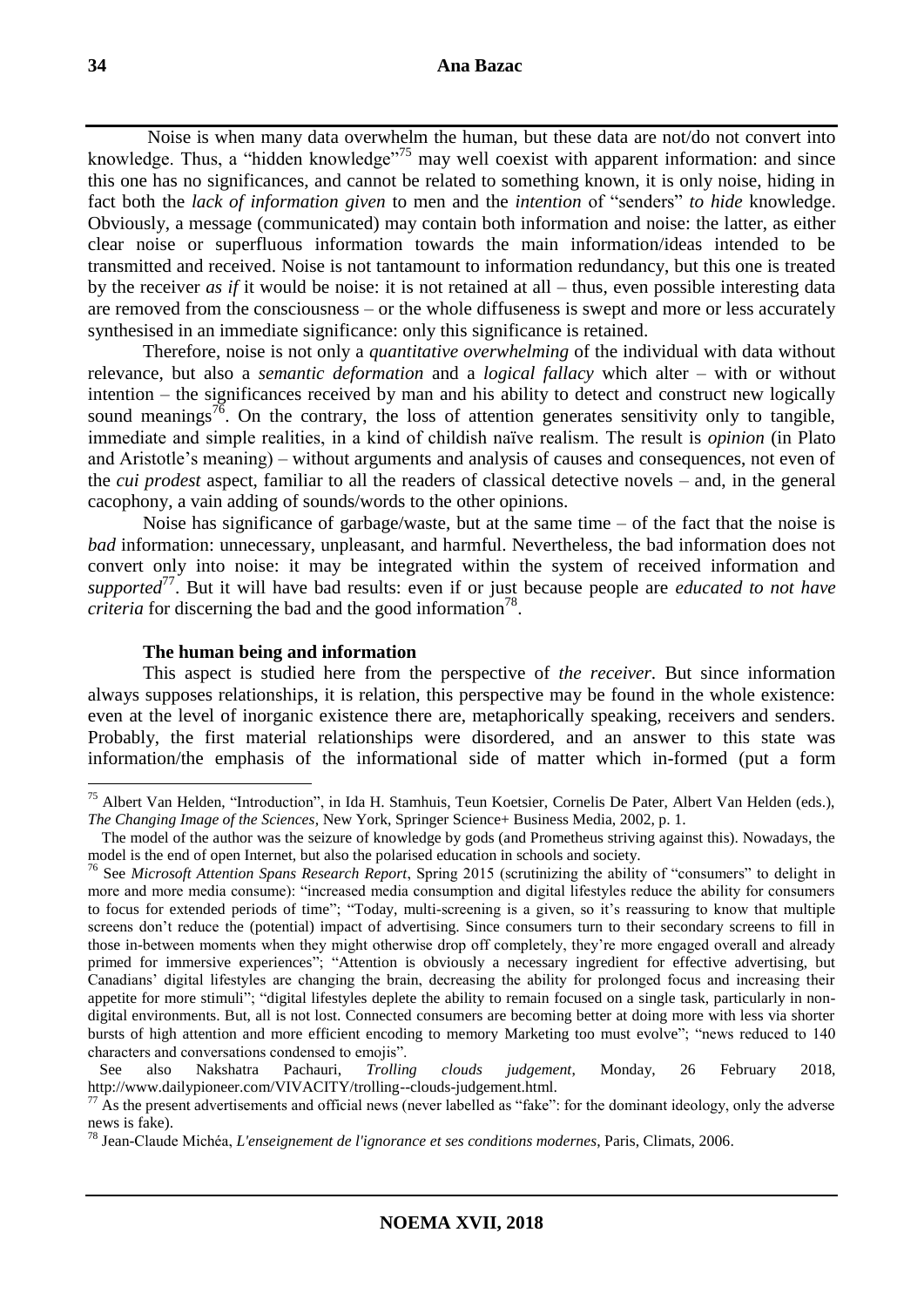Noise is when many data overwhelm the human, but these data are not/do not convert into knowledge. Thus, a "hidden knowledge"[75] may well coexist with apparent information: and since this one has no significances, and cannot be related to something known, it is only noise, hiding in fact both the *lack of information given* to men and the *intention* of "senders" *to hide* knowledge. Obviously, a message (communicated) may contain both information and noise: the latter, as either clear noise or superfluous information towards the main information/ideas intended to be transmitted and received. Noise is not tantamount to information redundancy, but this one is treated by the receiver *as if* it would be noise: it is not retained at all – thus, even possible interesting data are removed from the consciousness – or the whole diffuseness is swept and more or less accurately synthesised in an immediate significance: only this significance is retained.

Therefore, noise is not only a *quantitative overwhelming* of the individual with data without relevance, but also a *semantic deformation* and a *logical fallacy* which alter – with or without intention – the significances received by man and his ability to detect and construct new logically sound meanings[76]. On the contrary, the loss of attention generates sensitivity only to tangible, immediate and simple realities, in a kind of childish naïve realism. The result is *opinion* (in Plato and Aristotle's meaning) – without arguments and analysis of causes and consequences, not even of the *cui prodest* aspect, familiar to all the readers of classical detective novels – and, in the general cacophony, a vain adding of sounds/words to the other opinions.

Noise has significance of garbage/waste, but at the same time – of the fact that the noise is *bad* information: unnecessary, unpleasant, and harmful. Nevertheless, the bad information does not convert only into noise: it may be integrated within the system of received information and *supported*[77]. But it will have bad results: even if or just because people are *educated to not have criteria* for discerning the bad and the good information[78].

**The human being and information**

This aspect is studied here from the perspective of *the receiver*. But since information always supposes relationships, it is relation, this perspective may be found in the whole existence: even at the level of inorganic existence there are, metaphorically speaking, receivers and senders. Probably, the first material relationships were disordered, and an answer to this state was information/the emphasis of the informational side of matter which in-formed (put a form

---

[75] Albert Van Helden, "Introduction", in Ida H. Stamhuis, Teun Koetsier, Cornelis De Pater, Albert Van Helden (eds.), *The Changing Image of the Sciences*, New York, Springer Science+ Business Media, 2002, p. 1.

The model of the author was the seizure of knowledge by gods (and Prometheus striving against this). Nowadays, the model is the end of open Internet, but also the polarised education in schools and society.

[76] See *Microsoft Attention Spans Research Report*, Spring 2015 (scrutinizing the ability of "consumers" to delight in more and more media consume): "increased media consumption and digital lifestyles reduce the ability for consumers to focus for extended periods of time"; "Today, multi-screening is a given, so it's reassuring to know that multiple screens don't reduce the (potential) impact of advertising. Since consumers turn to their secondary screens to fill in those in-between moments when they might otherwise drop off completely, they're more engaged overall and already primed for immersive experiences"; "Attention is obviously a necessary ingredient for effective advertising, but Canadians' digital lifestyles are changing the brain, decreasing the ability for prolonged focus and increasing their appetite for more stimuli"; "digital lifestyles deplete the ability to remain focused on a single task, particularly in non-digital environments. But, all is not lost. Connected consumers are becoming better at doing more with less via shorter bursts of high attention and more efficient encoding to memory Marketing too must evolve"; "news reduced to 140 characters and conversations condensed to emojis".

See also Nakshatra Pachauri, *Trolling clouds judgement*, Monday, 26 February 2018, http://www.dailypioneer.com/VIVACITY/trolling--clouds-judgement.html.

[77] As the present advertisements and official news (never labelled as "fake": for the dominant ideology, only the adverse news is fake).

[78] Jean-Claude Michéa, *L'enseignement de l'ignorance et ses conditions modernes*, Paris, Climats, 2006.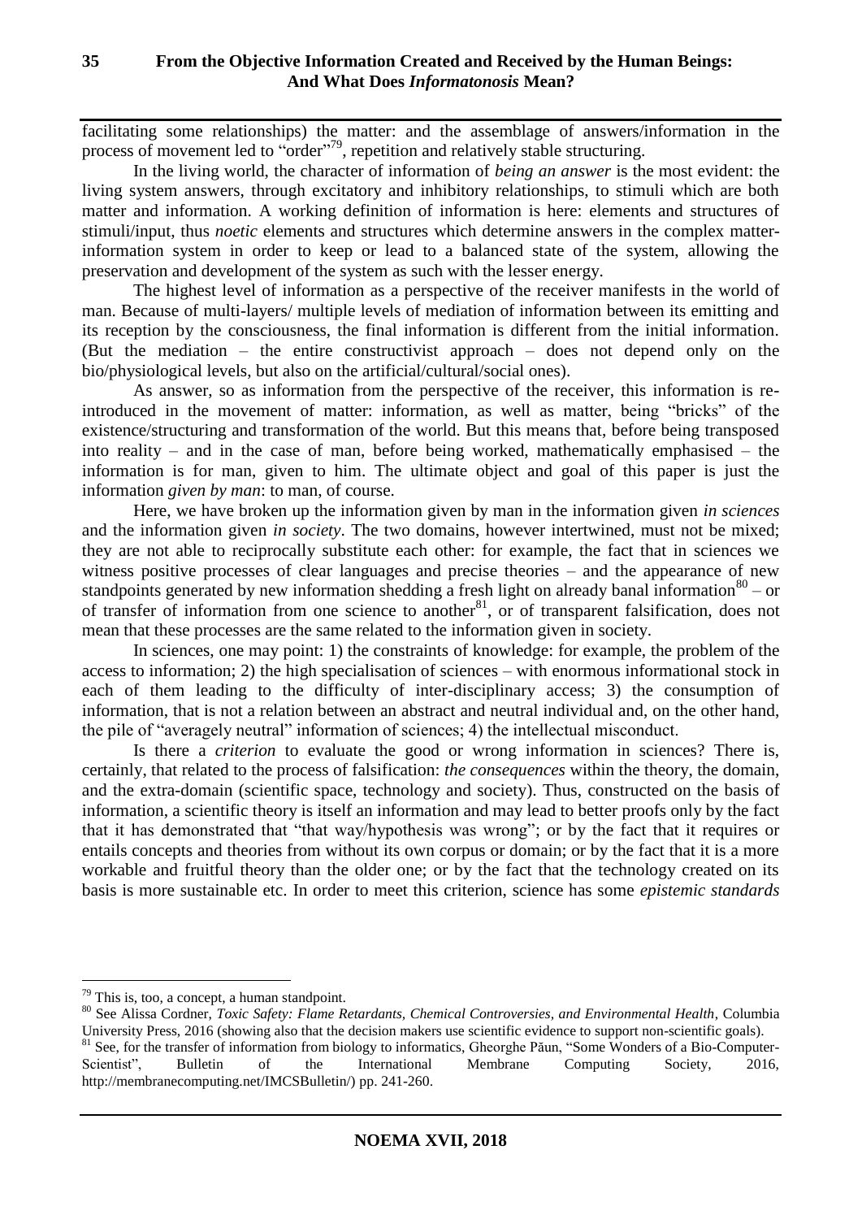facilitating some relationships) the matter: and the assemblage of answers/information in the process of movement led to "order"[79], repetition and relatively stable structuring.

In the living world, the character of information of *being an answer* is the most evident: the living system answers, through excitatory and inhibitory relationships, to stimuli which are both matter and information. A working definition of information is here: elements and structures of stimuli/input, thus *noetic* elements and structures which determine answers in the complex matter-information system in order to keep or lead to a balanced state of the system, allowing the preservation and development of the system as such with the lesser energy.

The highest level of information as a perspective of the receiver manifests in the world of man. Because of multi-layers/ multiple levels of mediation of information between its emitting and its reception by the consciousness, the final information is different from the initial information. (But the mediation – the entire constructivist approach – does not depend only on the bio/physiological levels, but also on the artificial/cultural/social ones).

As answer, so as information from the perspective of the receiver, this information is re-introduced in the movement of matter: information, as well as matter, being "bricks" of the existence/structuring and transformation of the world. But this means that, before being transposed into reality – and in the case of man, before being worked, mathematically emphasised – the information is for man, given to him. The ultimate object and goal of this paper is just the information *given by man*: to man, of course.

Here, we have broken up the information given by man in the information given *in sciences* and the information given *in society*. The two domains, however intertwined, must not be mixed; they are not able to reciprocally substitute each other: for example, the fact that in sciences we witness positive processes of clear languages and precise theories – and the appearance of new standpoints generated by new information shedding a fresh light on already banal information[80] – or of transfer of information from one science to another[81], or of transparent falsification, does not mean that these processes are the same related to the information given in society.

In sciences, one may point: 1) the constraints of knowledge: for example, the problem of the access to information; 2) the high specialisation of sciences – with enormous informational stock in each of them leading to the difficulty of inter-disciplinary access; 3) the consumption of information, that is not a relation between an abstract and neutral individual and, on the other hand, the pile of "averagely neutral" information of sciences; 4) the intellectual misconduct.

Is there a *criterion* to evaluate the good or wrong information in sciences? There is, certainly, that related to the process of falsification: *the consequences* within the theory, the domain, and the extra-domain (scientific space, technology and society). Thus, constructed on the basis of information, a scientific theory is itself an information and may lead to better proofs only by the fact that it has demonstrated that "that way/hypothesis was wrong"; or by the fact that it requires or entails concepts and theories from without its own corpus or domain; or by the fact that it is a more workable and fruitful theory than the older one; or by the fact that the technology created on its basis is more sustainable etc. In order to meet this criterion, science has some *epistemic standards*

---

[79] This is, too, a concept, a human standpoint.

[80] See Alissa Cordner, *Toxic Safety: Flame Retardants, Chemical Controversies, and Environmental Health*, Columbia University Press, 2016 (showing also that the decision makers use scientific evidence to support non-scientific goals).

[81] See, for the transfer of information from biology to informatics, Gheorghe Păun, "Some Wonders of a Bio-Computer-Scientist", Bulletin of the International Membrane Computing Society, 2016, http://membranecomputing.net/IMCSBulletin/) pp. 241-260.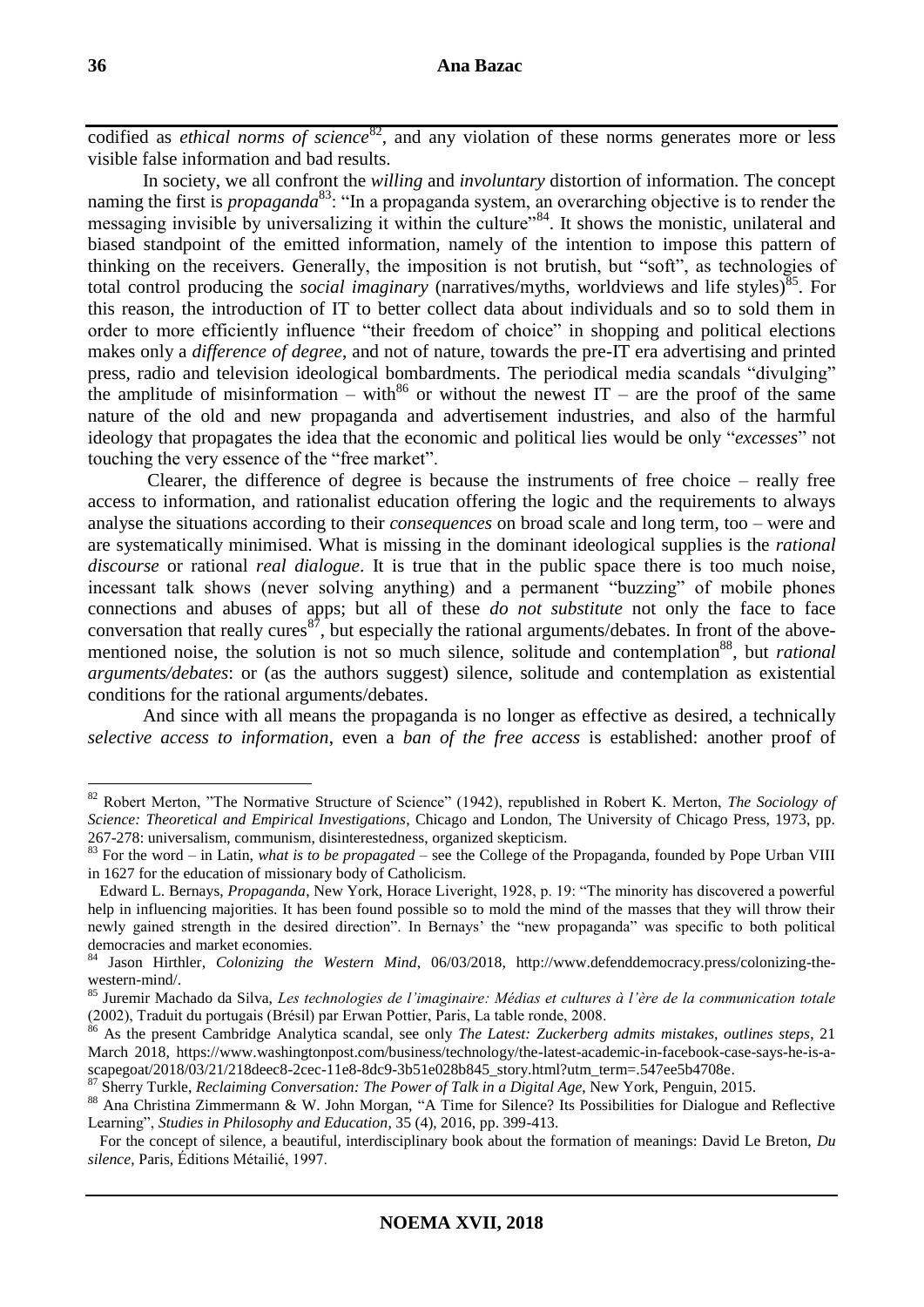codified as *ethical norms of science*[82], and any violation of these norms generates more or less visible false information and bad results.

In society, we all confront the *willing* and *involuntary* distortion of information. The concept naming the first is *propaganda*[83]: "In a propaganda system, an overarching objective is to render the messaging invisible by universalizing it within the culture"[84]. It shows the monistic, unilateral and biased standpoint of the emitted information, namely of the intention to impose this pattern of thinking on the receivers. Generally, the imposition is not brutish, but "soft", as technologies of total control producing the *social imaginary* (narratives/myths, worldviews and life styles)[85]. For this reason, the introduction of IT to better collect data about individuals and so to sold them in order to more efficiently influence "their freedom of choice" in shopping and political elections makes only a *difference of degree*, and not of nature, towards the pre-IT era advertising and printed press, radio and television ideological bombardments. The periodical media scandals "divulging" the amplitude of misinformation – with[86] or without the newest IT – are the proof of the same nature of the old and new propaganda and advertisement industries, and also of the harmful ideology that propagates the idea that the economic and political lies would be only "*excesses*" not touching the very essence of the "free market".

Clearer, the difference of degree is because the instruments of free choice – really free access to information, and rationalist education offering the logic and the requirements to always analyse the situations according to their *consequences* on broad scale and long term, too – were and are systematically minimised. What is missing in the dominant ideological supplies is the *rational discourse* or rational *real dialogue*. It is true that in the public space there is too much noise, incessant talk shows (never solving anything) and a permanent "buzzing" of mobile phones connections and abuses of apps; but all of these *do not substitute* not only the face to face conversation that really cures[87], but especially the rational arguments/debates. In front of the above-mentioned noise, the solution is not so much silence, solitude and contemplation[88], but *rational arguments/debates*: or (as the authors suggest) silence, solitude and contemplation as existential conditions for the rational arguments/debates.

And since with all means the propaganda is no longer as effective as desired, a technically *selective access to information*, even a *ban of the free access* is established: another proof of

---

[82] Robert Merton, "The Normative Structure of Science" (1942), republished in Robert K. Merton, *The Sociology of Science: Theoretical and Empirical Investigations*, Chicago and London, The University of Chicago Press, 1973, pp. 267-278: universalism, communism, disinterestedness, organized skepticism.

[83] For the word – in Latin, *what is to be propagated* – see the College of the Propaganda, founded by Pope Urban VIII in 1627 for the education of missionary body of Catholicism.

Edward L. Bernays, *Propaganda*, New York, Horace Liveright, 1928, p. 19: "The minority has discovered a powerful help in influencing majorities. It has been found possible so to mold the mind of the masses that they will throw their newly gained strength in the desired direction". In Bernays' the "new propaganda" was specific to both political democracies and market economies.

[84] Jason Hirthler, *Colonizing the Western Mind*, 06/03/2018, http://www.defenddemocracy.press/colonizing-the-western-mind/.

[85] Juremir Machado da Silva, *Les technologies de l'imaginaire: Médias et cultures à l'ère de la communication totale* (2002), Traduit du portugais (Brésil) par Erwan Pottier, Paris, La table ronde, 2008.

[86] As the present Cambridge Analytica scandal, see only *The Latest: Zuckerberg admits mistakes, outlines steps*, 21 March 2018, https://www.washingtonpost.com/business/technology/the-latest-academic-in-facebook-case-says-he-is-a-scapegoat/2018/03/21/218deec8-2cec-11e8-8dc9-3b51e028b845_story.html?utm_term=.547ee5b4708e.

[87] Sherry Turkle, *Reclaiming Conversation: The Power of Talk in a Digital Age*, New York, Penguin, 2015.

[88] Ana Christina Zimmermann & W. John Morgan, "A Time for Silence? Its Possibilities for Dialogue and Reflective Learning", *Studies in Philosophy and Education*, 35 (4), 2016, pp. 399-413.

For the concept of silence, a beautiful, interdisciplinary book about the formation of meanings: David Le Breton, *Du silence*, Paris, Éditions Métailié, 1997.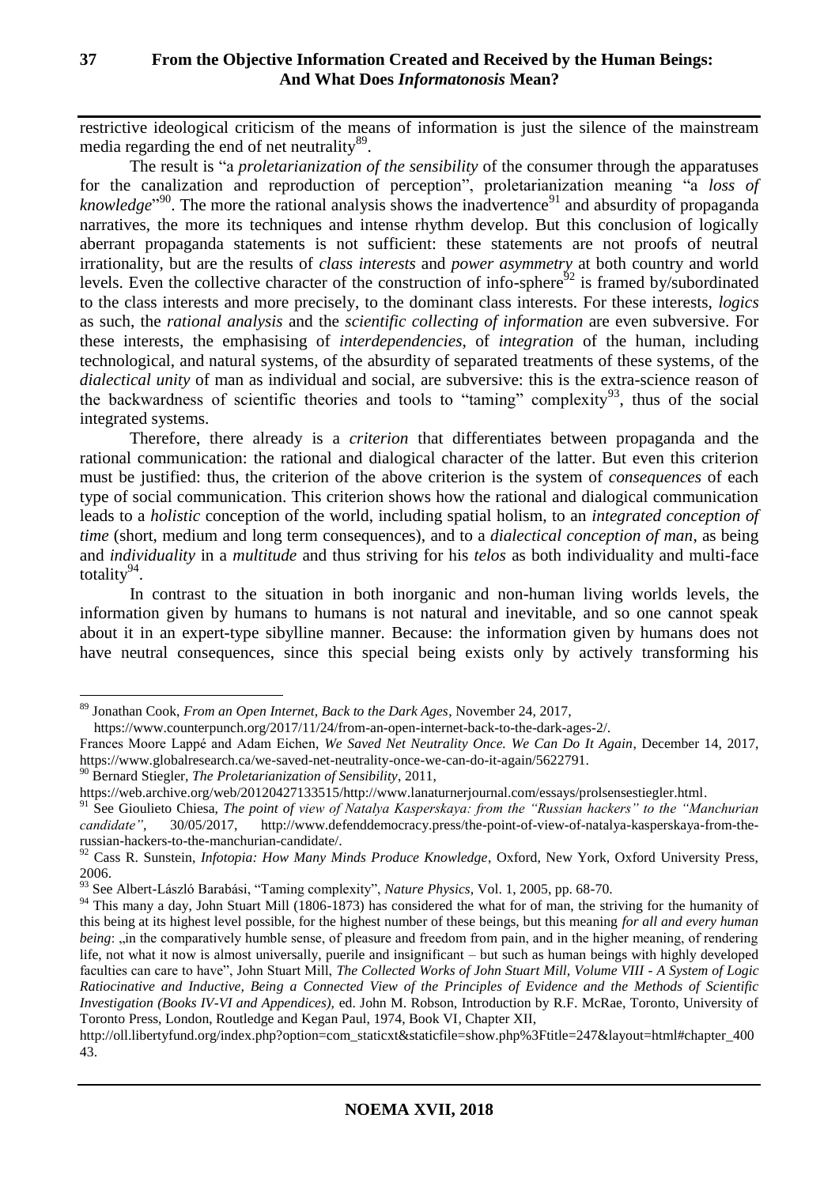restrictive ideological criticism of the means of information is just the silence of the mainstream media regarding the end of net neutrality[89].

The result is "a *proletarianization of the sensibility* of the consumer through the apparatuses for the canalization and reproduction of perception", proletarianization meaning "a *loss of knowledge*"[90]. The more the rational analysis shows the inadvertence[91] and absurdity of propaganda narratives, the more its techniques and intense rhythm develop. But this conclusion of logically aberrant propaganda statements is not sufficient: these statements are not proofs of neutral irrationality, but are the results of *class interests* and *power asymmetry* at both country and world levels. Even the collective character of the construction of info-sphere[92] is framed by/subordinated to the class interests and more precisely, to the dominant class interests. For these interests, *logics* as such, the *rational analysis* and the *scientific collecting of information* are even subversive. For these interests, the emphasising of *interdependencies*, of *integration* of the human, including technological, and natural systems, of the absurdity of separated treatments of these systems, of the *dialectical unity* of man as individual and social, are subversive: this is the extra-science reason of the backwardness of scientific theories and tools to "taming" complexity[93], thus of the social integrated systems.

Therefore, there already is a *criterion* that differentiates between propaganda and the rational communication: the rational and dialogical character of the latter. But even this criterion must be justified: thus, the criterion of the above criterion is the system of *consequences* of each type of social communication. This criterion shows how the rational and dialogical communication leads to a *holistic* conception of the world, including spatial holism, to an *integrated conception of time* (short, medium and long term consequences), and to a *dialectical conception of man*, as being and *individuality* in a *multitude* and thus striving for his *telos* as both individuality and multi-face totality[94].

In contrast to the situation in both inorganic and non-human living worlds levels, the information given by humans to humans is not natural and inevitable, and so one cannot speak about it in an expert-type sibylline manner. Because: the information given by humans does not have neutral consequences, since this special being exists only by actively transforming his

---

[89] Jonathan Cook, *From an Open Internet, Back to the Dark Ages*, November 24, 2017, https://www.counterpunch.org/2017/11/24/from-an-open-internet-back-to-the-dark-ages-2/.
Frances Moore Lappé and Adam Eichen, *We Saved Net Neutrality Once. We Can Do It Again*, December 14, 2017, https://www.globalresearch.ca/we-saved-net-neutrality-once-we-can-do-it-again/5622791.

[90] Bernard Stiegler, *The Proletarianization of Sensibility*, 2011, https://web.archive.org/web/20120427133515/http://www.lanaturnerjournal.com/essays/prolsensestiegler.html.

[91] See Gioulieto Chiesa, *The point of view of Natalya Kasperskaya: from the "Russian hackers" to the "Manchurian candidate"*, 30/05/2017, http://www.defenddemocracy.press/the-point-of-view-of-natalya-kasperskaya-from-the-russian-hackers-to-the-manchurian-candidate/.

[92] Cass R. Sunstein, *Infotopia: How Many Minds Produce Knowledge*, Oxford, New York, Oxford University Press, 2006.

[93] See Albert-László Barabási, "Taming complexity", *Nature Physics*, Vol. 1, 2005, pp. 68-70.

[94] This many a day, John Stuart Mill (1806-1873) has considered the what for of man, the striving for the humanity of this being at its highest level possible, for the highest number of these beings, but this meaning *for all and every human being*: „in the comparatively humble sense, of pleasure and freedom from pain, and in the higher meaning, of rendering life, not what it now is almost universally, puerile and insignificant – but such as human beings with highly developed faculties can care to have", John Stuart Mill, *The Collected Works of John Stuart Mill, Volume VIII - A System of Logic Ratiocinative and Inductive, Being a Connected View of the Principles of Evidence and the Methods of Scientific Investigation (Books IV-VI and Appendices)*, ed. John M. Robson, Introduction by R.F. McRae, Toronto, University of Toronto Press, London, Routledge and Kegan Paul, 1974, Book VI, Chapter XII, http://oll.libertyfund.org/index.php?option=com_staticxt&staticfile=show.php%3Ftitle=247&layout=html#chapter_40043.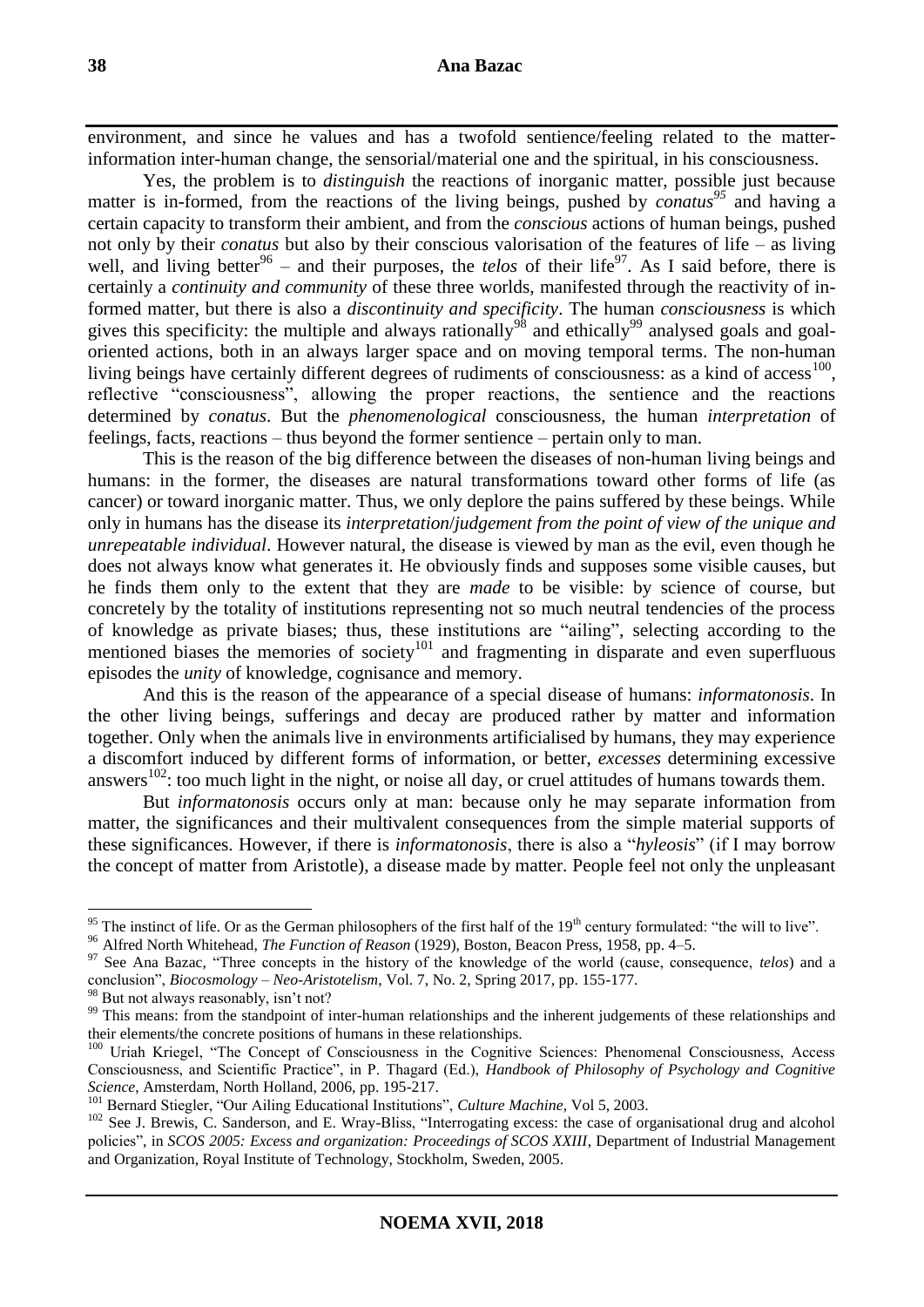environment, and since he values and has a twofold sentience/feeling related to the matter-information inter-human change, the sensorial/material one and the spiritual, in his consciousness.

Yes, the problem is to *distinguish* the reactions of inorganic matter, possible just because matter is in-formed, from the reactions of the living beings, pushed by *conatus*[95] and having a certain capacity to transform their ambient, and from the *conscious* actions of human beings, pushed not only by their *conatus* but also by their conscious valorisation of the features of life – as living well, and living better[96] – and their purposes, the *telos* of their life[97]. As I said before, there is certainly a *continuity and community* of these three worlds, manifested through the reactivity of in-formed matter, but there is also a *discontinuity and specificity*. The human *consciousness* is which gives this specificity: the multiple and always rationally[98] and ethically[99] analysed goals and goal-oriented actions, both in an always larger space and on moving temporal terms. The non-human living beings have certainly different degrees of rudiments of consciousness: as a kind of access[100], reflective "consciousness", allowing the proper reactions, the sentience and the reactions determined by *conatus*. But the *phenomenological* consciousness, the human *interpretation* of feelings, facts, reactions – thus beyond the former sentience – pertain only to man.

This is the reason of the big difference between the diseases of non-human living beings and humans: in the former, the diseases are natural transformations toward other forms of life (as cancer) or toward inorganic matter. Thus, we only deplore the pains suffered by these beings. While only in humans has the disease its *interpretation*/*judgement from the point of view of the unique and unrepeatable individual*. However natural, the disease is viewed by man as the evil, even though he does not always know what generates it. He obviously finds and supposes some visible causes, but he finds them only to the extent that they are *made* to be visible: by science of course, but concretely by the totality of institutions representing not so much neutral tendencies of the process of knowledge as private biases; thus, these institutions are "ailing", selecting according to the mentioned biases the memories of society[101] and fragmenting in disparate and even superfluous episodes the *unity* of knowledge, cognisance and memory.

And this is the reason of the appearance of a special disease of humans: *informatonosis*. In the other living beings, sufferings and decay are produced rather by matter and information together. Only when the animals live in environments artificialised by humans, they may experience a discomfort induced by different forms of information, or better, *excesses* determining excessive answers[102]: too much light in the night, or noise all day, or cruel attitudes of humans towards them.

But *informatonosis* occurs only at man: because only he may separate information from matter, the significances and their multivalent consequences from the simple material supports of these significances. However, if there is *informatonosis*, there is also a "*hyleosis*" (if I may borrow the concept of matter from Aristotle), a disease made by matter. People feel not only the unpleasant

---

[95] The instinct of life. Or as the German philosophers of the first half of the 19th century formulated: "the will to live".

[96] Alfred North Whitehead, *The Function of Reason* (1929), Boston, Beacon Press, 1958, pp. 4–5.

[97] See Ana Bazac, "Three concepts in the history of the knowledge of the world (cause, consequence, *telos*) and a conclusion", *Biocosmology – Neo-Aristotelism*, Vol. 7, No. 2, Spring 2017, pp. 155-177.

[98] But not always reasonably, isn't not?

[99] This means: from the standpoint of inter-human relationships and the inherent judgements of these relationships and their elements/the concrete positions of humans in these relationships.

[100] Uriah Kriegel, "The Concept of Consciousness in the Cognitive Sciences: Phenomenal Consciousness, Access Consciousness, and Scientific Practice", in P. Thagard (Ed.), *Handbook of Philosophy of Psychology and Cognitive Science*, Amsterdam, North Holland, 2006, pp. 195-217.

[101] Bernard Stiegler, "Our Ailing Educational Institutions", *Culture Machine*, Vol 5, 2003.

[102] See J. Brewis, C. Sanderson, and E. Wray-Bliss, "Interrogating excess: the case of organisational drug and alcohol policies", in *SCOS 2005: Excess and organization: Proceedings of SCOS XXIII*, Department of Industrial Management and Organization, Royal Institute of Technology, Stockholm, Sweden, 2005.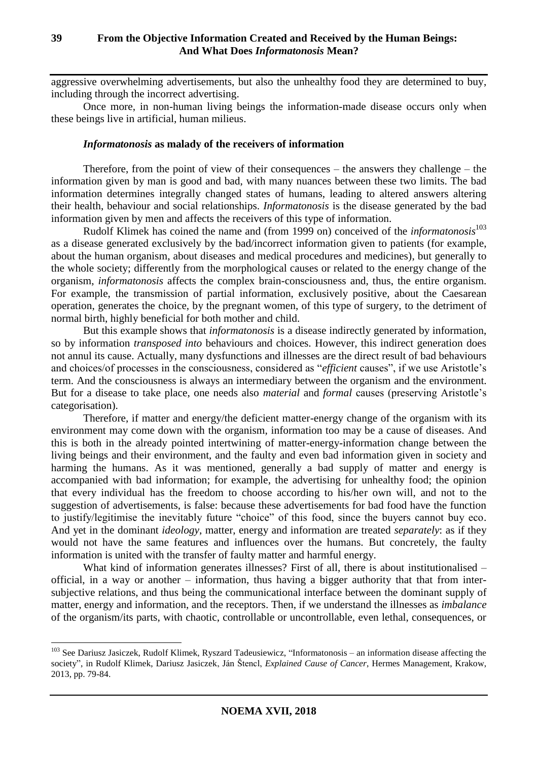aggressive overwhelming advertisements, but also the unhealthy food they are determined to buy, including through the incorrect advertising.

Once more, in non-human living beings the information-made disease occurs only when these beings live in artificial, human milieus.

### ***Informatonosis* as malady of the receivers of information**

Therefore, from the point of view of their consequences – the answers they challenge – the information given by man is good and bad, with many nuances between these two limits. The bad information determines integrally changed states of humans, leading to altered answers altering their health, behaviour and social relationships. *Informatonosis* is the disease generated by the bad information given by men and affects the receivers of this type of information.

Rudolf Klimek has coined the name and (from 1999 on) conceived of the *informatonosis*[103] as a disease generated exclusively by the bad/incorrect information given to patients (for example, about the human organism, about diseases and medical procedures and medicines), but generally to the whole society; differently from the morphological causes or related to the energy change of the organism, *informatonosis* affects the complex brain-consciousness and, thus, the entire organism. For example, the transmission of partial information, exclusively positive, about the Caesarean operation, generates the choice, by the pregnant women, of this type of surgery, to the detriment of normal birth, highly beneficial for both mother and child.

But this example shows that *informatonosis* is a disease indirectly generated by information, so by information *transposed into* behaviours and choices. However, this indirect generation does not annul its cause. Actually, many dysfunctions and illnesses are the direct result of bad behaviours and choices/of processes in the consciousness, considered as "*efficient* causes", if we use Aristotle's term. And the consciousness is always an intermediary between the organism and the environment. But for a disease to take place, one needs also *material* and *formal* causes (preserving Aristotle's categorisation).

Therefore, if matter and energy/the deficient matter-energy change of the organism with its environment may come down with the organism, information too may be a cause of diseases. And this is both in the already pointed intertwining of matter-energy-information change between the living beings and their environment, and the faulty and even bad information given in society and harming the humans. As it was mentioned, generally a bad supply of matter and energy is accompanied with bad information; for example, the advertising for unhealthy food; the opinion that every individual has the freedom to choose according to his/her own will, and not to the suggestion of advertisements, is false: because these advertisements for bad food have the function to justify/legitimise the inevitably future "choice" of this food, since the buyers cannot buy eco. And yet in the dominant *ideology*, matter, energy and information are treated *separately*: as if they would not have the same features and influences over the humans. But concretely, the faulty information is united with the transfer of faulty matter and harmful energy.

What kind of information generates illnesses? First of all, there is about institutionalised – official, in a way or another – information, thus having a bigger authority that that from inter-subjective relations, and thus being the communicational interface between the dominant supply of matter, energy and information, and the receptors. Then, if we understand the illnesses as *imbalance* of the organism/its parts, with chaotic, controllable or uncontrollable, even lethal, consequences, or

---

[103] See Dariusz Jasiczek, Rudolf Klimek, Ryszard Tadeusiewicz, "Informatonosis – an information disease affecting the society", in Rudolf Klimek, Dariusz Jasiczek, Ján Štencl, *Explained Cause of Cancer*, Hermes Management, Krakow, 2013, pp. 79-84.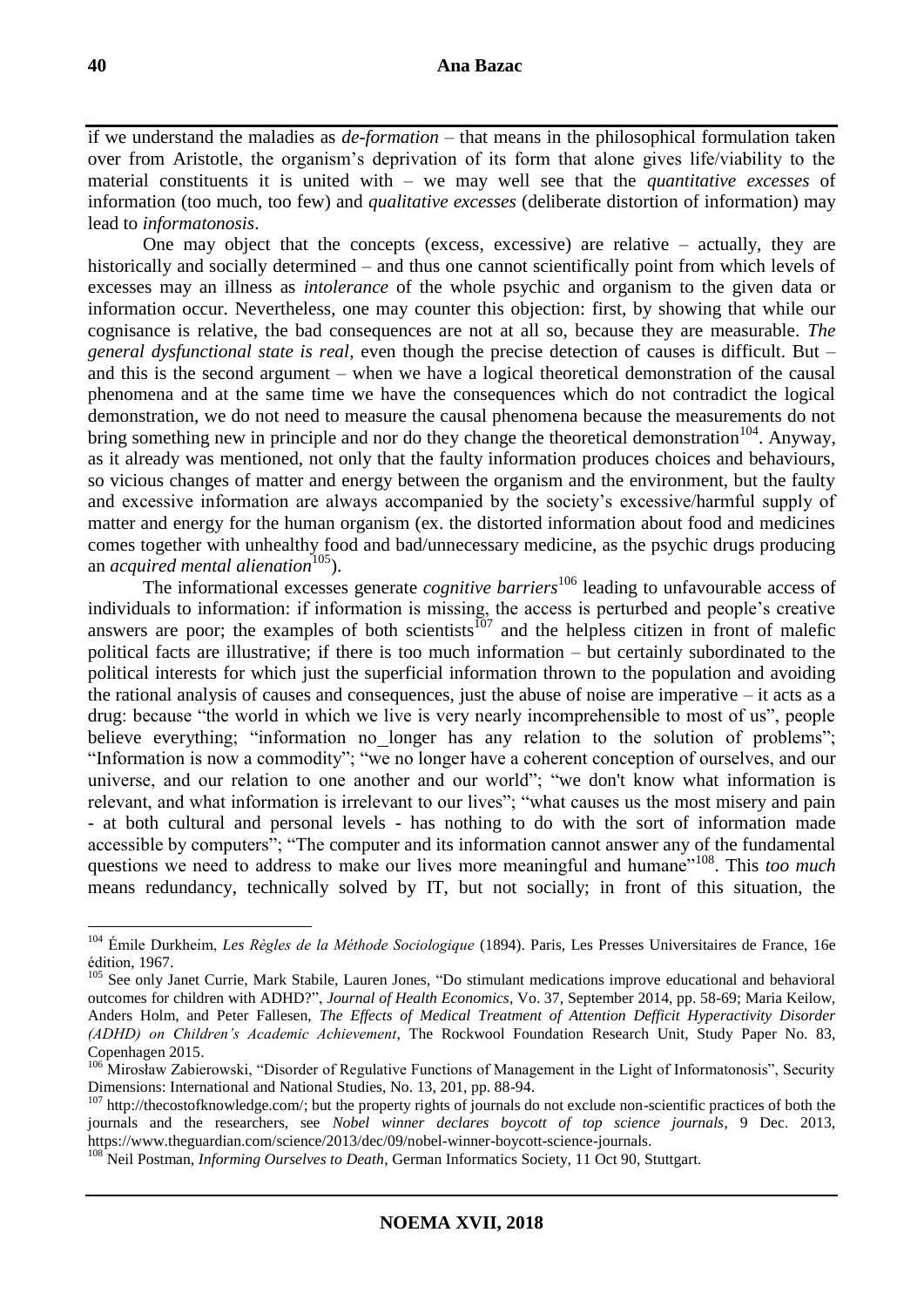if we understand the maladies as *de-formation* – that means in the philosophical formulation taken over from Aristotle, the organism's deprivation of its form that alone gives life/viability to the material constituents it is united with – we may well see that the *quantitative excesses* of information (too much, too few) and *qualitative excesses* (deliberate distortion of information) may lead to *informatonosis*.

One may object that the concepts (excess, excessive) are relative – actually, they are historically and socially determined – and thus one cannot scientifically point from which levels of excesses may an illness as *intolerance* of the whole psychic and organism to the given data or information occur. Nevertheless, one may counter this objection: first, by showing that while our cognisance is relative, the bad consequences are not at all so, because they are measurable. *The general dysfunctional state is real*, even though the precise detection of causes is difficult. But – and this is the second argument – when we have a logical theoretical demonstration of the causal phenomena and at the same time we have the consequences which do not contradict the logical demonstration, we do not need to measure the causal phenomena because the measurements do not bring something new in principle and nor do they change the theoretical demonstration[104]. Anyway, as it already was mentioned, not only that the faulty information produces choices and behaviours, so vicious changes of matter and energy between the organism and the environment, but the faulty and excessive information are always accompanied by the society's excessive/harmful supply of matter and energy for the human organism (ex. the distorted information about food and medicines comes together with unhealthy food and bad/unnecessary medicine, as the psychic drugs producing an *acquired mental alienation*[105]).

The informational excesses generate *cognitive barriers*[106] leading to unfavourable access of individuals to information: if information is missing, the access is perturbed and people's creative answers are poor; the examples of both scientists[107] and the helpless citizen in front of malefic political facts are illustrative; if there is too much information – but certainly subordinated to the political interests for which just the superficial information thrown to the population and avoiding the rational analysis of causes and consequences, just the abuse of noise are imperative – it acts as a drug: because "the world in which we live is very nearly incomprehensible to most of us", people believe everything; "information no_longer has any relation to the solution of problems"; "Information is now a commodity"; "we no longer have a coherent conception of ourselves, and our universe, and our relation to one another and our world"; "we don't know what information is relevant, and what information is irrelevant to our lives"; "what causes us the most misery and pain - at both cultural and personal levels - has nothing to do with the sort of information made accessible by computers"; "The computer and its information cannot answer any of the fundamental questions we need to address to make our lives more meaningful and humane"[108]. This *too much* means redundancy, technically solved by IT, but not socially; in front of this situation, the

---

[104] Émile Durkheim, *Les Règles de la Méthode Sociologique* (1894). Paris, Les Presses Universitaires de France, 16e édition, 1967.

[105] See only Janet Currie, Mark Stabile, Lauren Jones, "Do stimulant medications improve educational and behavioral outcomes for children with ADHD?", *Journal of Health Economics*, Vo. 37, September 2014, pp. 58-69; Maria Keilow, Anders Holm, and Peter Fallesen, *The Effects of Medical Treatment of Attention Defficit Hyperactivity Disorder (ADHD) on Children's Academic Achievement*, The Rockwool Foundation Research Unit, Study Paper No. 83, Copenhagen 2015.

[106] Mirosław Zabierowski, "Disorder of Regulative Functions of Management in the Light of Informatonosis", Security Dimensions: International and National Studies, No. 13, 201, pp. 88-94.

[107] http://thecostofknowledge.com/; but the property rights of journals do not exclude non-scientific practices of both the journals and the researchers, see *Nobel winner declares boycott of top science journals*, 9 Dec. 2013, https://www.theguardian.com/science/2013/dec/09/nobel-winner-boycott-science-journals.

[108] Neil Postman, *Informing Ourselves to Death*, German Informatics Society, 11 Oct 90, Stuttgart.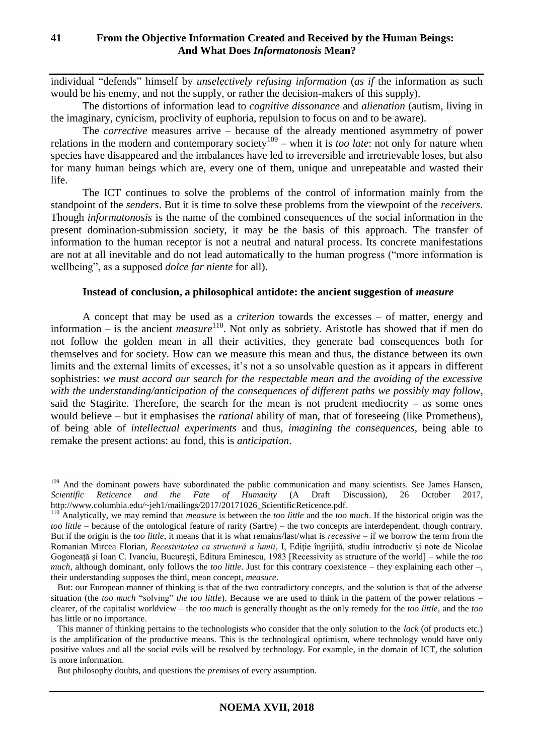individual "defends" himself by *unselectively refusing information* (*as if* the information as such would be his enemy, and not the supply, or rather the decision-makers of this supply).

The distortions of information lead to *cognitive dissonance* and *alienation* (autism, living in the imaginary, cynicism, proclivity of euphoria, repulsion to focus on and to be aware).

The *corrective* measures arrive – because of the already mentioned asymmetry of power relations in the modern and contemporary society[109] – when it is *too late*: not only for nature when species have disappeared and the imbalances have led to irreversible and irretrievable loses, but also for many human beings which are, every one of them, unique and unrepeatable and wasted their life.

The ICT continues to solve the problems of the control of information mainly from the standpoint of the *senders*. But it is time to solve these problems from the viewpoint of the *receivers*. Though *informatonosis* is the name of the combined consequences of the social information in the present domination-submission society, it may be the basis of this approach. The transfer of information to the human receptor is not a neutral and natural process. Its concrete manifestations are not at all inevitable and do not lead automatically to the human progress ("more information is wellbeing", as a supposed *dolce far niente* for all).

### Instead of conclusion, a philosophical antidote: the ancient suggestion of *measure*

A concept that may be used as a *criterion* towards the excesses – of matter, energy and information – is the ancient *measure*[110]. Not only as sobriety. Aristotle has showed that if men do not follow the golden mean in all their activities, they generate bad consequences both for themselves and for society. How can we measure this mean and thus, the distance between its own limits and the external limits of excesses, it's not a so unsolvable question as it appears in different sophistries: *we must accord our search for the respectable mean and the avoiding of the excessive with the understanding/anticipation of the consequences of different paths we possibly may follow*, said the Stagirite. Therefore, the search for the mean is not prudent mediocrity – as some ones would believe – but it emphasises the *rational* ability of man, that of foreseeing (like Prometheus), of being able of *intellectual experiments* and thus, *imagining the consequences*, being able to remake the present actions: au fond, this is *anticipation*.

---

[109] And the dominant powers have subordinated the public communication and many scientists. See James Hansen, *Scientific Reticence and the Fate of Humanity* (A Draft Discussion), 26 October 2017, http://www.columbia.edu/~jeh1/mailings/2017/20171026_ScientificReticence.pdf.

[110] Analytically, we may remind that *measure* is between the *too little* and the *too much*. If the historical origin was the *too little* – because of the ontological feature of rarity (Sartre) – the two concepts are interdependent, though contrary. But if the origin is the *too little*, it means that it is what remains/last/what is *recessive* – if we borrow the term from the Romanian Mircea Florian, *Recesivitatea ca structură a lumii*, I, Ediție îngrijită, studiu introductiv şi note de Nicolae Gogoneaţă şi Ioan C. Ivanciu, Bucureşti, Editura Eminescu, 1983 [Recessivity as structure of the world] – while the *too much*, although dominant, only follows the *too little*. Just for this contrary coexistence – they explaining each other –, their understanding supposes the third, mean concept, *measure*.

But: our European manner of thinking is that of the two contradictory concepts, and the solution is that of the adverse situation (the *too much* "solving" *the too little*). Because we are used to think in the pattern of the power relations – clearer, of the capitalist worldview – the *too much* is generally thought as the only remedy for the *too little*, and the *too* has little or no importance.

This manner of thinking pertains to the technologists who consider that the only solution to the *lack* (of products etc.) is the amplification of the productive means. This is the technological optimism, where technology would have only positive values and all the social evils will be resolved by technology. For example, in the domain of ICT, the solution is more information.

But philosophy doubts, and questions the *premises* of every assumption.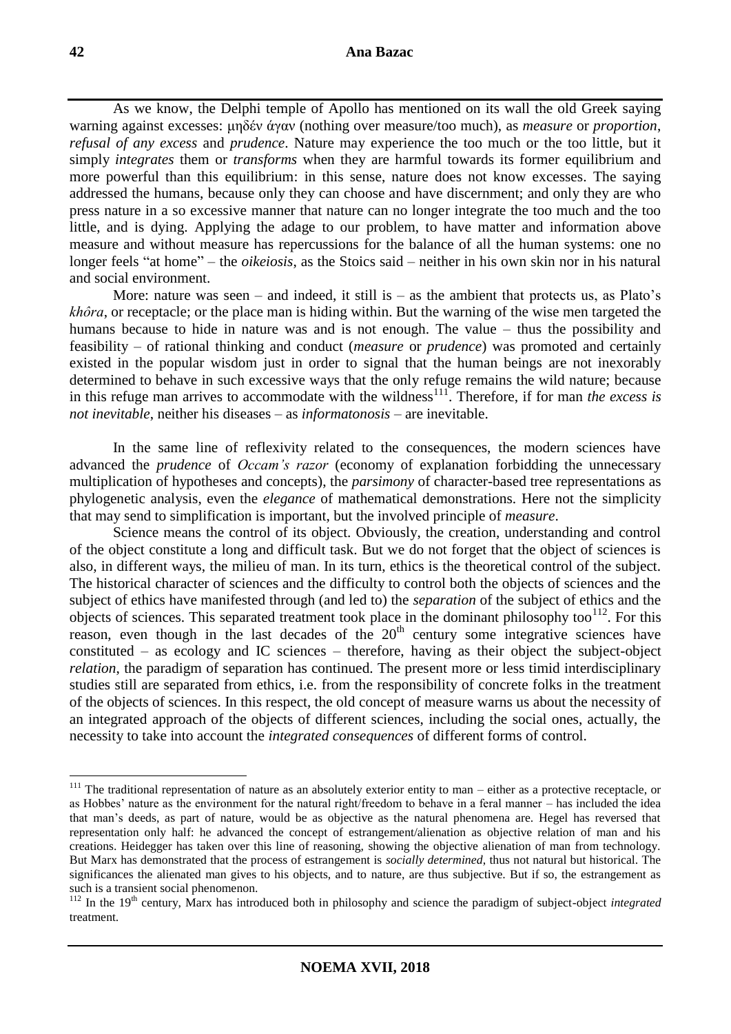As we know, the Delphi temple of Apollo has mentioned on its wall the old Greek saying warning against excesses: μηδέν ἄγαν (nothing over measure/too much), as *measure* or *proportion*, *refusal of any excess* and *prudence*. Nature may experience the too much or the too little, but it simply *integrates* them or *transforms* when they are harmful towards its former equilibrium and more powerful than this equilibrium: in this sense, nature does not know excesses. The saying addressed the humans, because only they can choose and have discernment; and only they are who press nature in a so excessive manner that nature can no longer integrate the too much and the too little, and is dying. Applying the adage to our problem, to have matter and information above measure and without measure has repercussions for the balance of all the human systems: one no longer feels "at home" – the *oikeiosis*, as the Stoics said – neither in his own skin nor in his natural and social environment.

More: nature was seen – and indeed, it still is – as the ambient that protects us, as Plato's *khôra*, or receptacle; or the place man is hiding within. But the warning of the wise men targeted the humans because to hide in nature was and is not enough. The value – thus the possibility and feasibility – of rational thinking and conduct (*measure* or *prudence*) was promoted and certainly existed in the popular wisdom just in order to signal that the human beings are not inexorably determined to behave in such excessive ways that the only refuge remains the wild nature; because in this refuge man arrives to accommodate with the wildness[111]. Therefore, if for man *the excess is not inevitable*, neither his diseases – as *informatonosis* – are inevitable.

In the same line of reflexivity related to the consequences, the modern sciences have advanced the *prudence* of *Occam's razor* (economy of explanation forbidding the unnecessary multiplication of hypotheses and concepts), the *parsimony* of character-based tree representations as phylogenetic analysis, even the *elegance* of mathematical demonstrations. Here not the simplicity that may send to simplification is important, but the involved principle of *measure*.

Science means the control of its object. Obviously, the creation, understanding and control of the object constitute a long and difficult task. But we do not forget that the object of sciences is also, in different ways, the milieu of man. In its turn, ethics is the theoretical control of the subject. The historical character of sciences and the difficulty to control both the objects of sciences and the subject of ethics have manifested through (and led to) the *separation* of the subject of ethics and the objects of sciences. This separated treatment took place in the dominant philosophy too[112]. For this reason, even though in the last decades of the 20th century some integrative sciences have constituted – as ecology and IC sciences – therefore, having as their object the subject-object *relation*, the paradigm of separation has continued. The present more or less timid interdisciplinary studies still are separated from ethics, i.e. from the responsibility of concrete folks in the treatment of the objects of sciences. In this respect, the old concept of measure warns us about the necessity of an integrated approach of the objects of different sciences, including the social ones, actually, the necessity to take into account the *integrated consequences* of different forms of control.

---

[111] The traditional representation of nature as an absolutely exterior entity to man – either as a protective receptacle, or as Hobbes' nature as the environment for the natural right/freedom to behave in a feral manner – has included the idea that man's deeds, as part of nature, would be as objective as the natural phenomena are. Hegel has reversed that representation only half: he advanced the concept of estrangement/alienation as objective relation of man and his creations. Heidegger has taken over this line of reasoning, showing the objective alienation of man from technology. But Marx has demonstrated that the process of estrangement is *socially determined*, thus not natural but historical. The significances the alienated man gives to his objects, and to nature, are thus subjective. But if so, the estrangement as such is a transient social phenomenon.

[112] In the 19th century, Marx has introduced both in philosophy and science the paradigm of subject-object *integrated* treatment.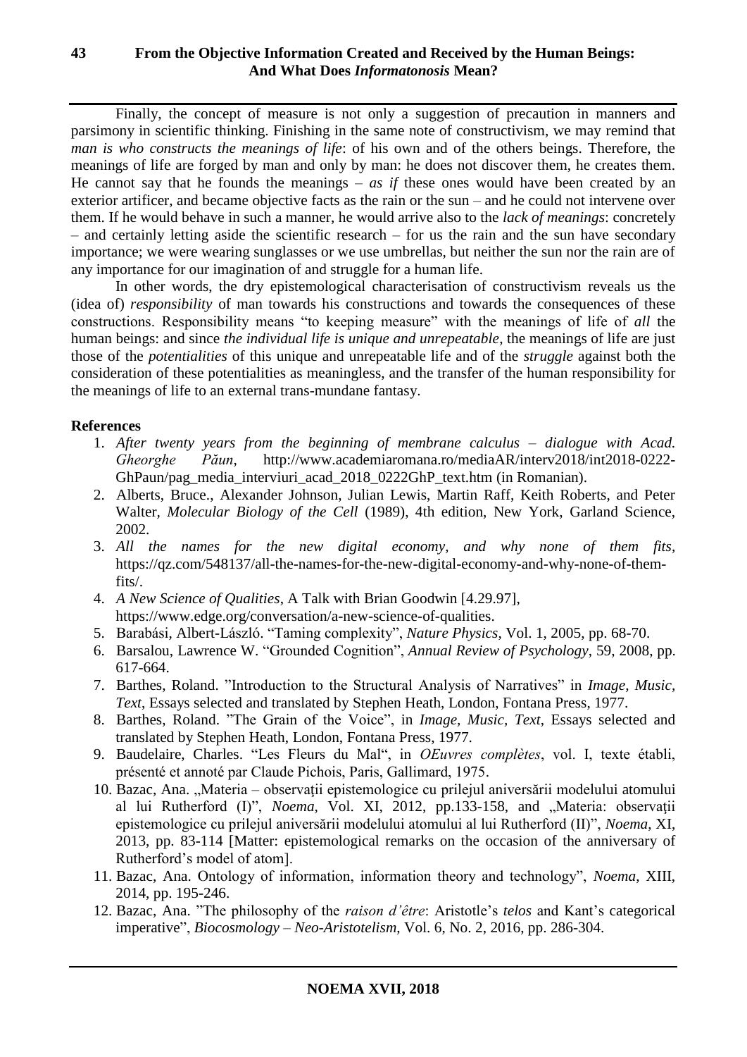Finally, the concept of measure is not only a suggestion of precaution in manners and parsimony in scientific thinking. Finishing in the same note of constructivism, we may remind that *man is who constructs the meanings of life*: of his own and of the others beings. Therefore, the meanings of life are forged by man and only by man: he does not discover them, he creates them. He cannot say that he founds the meanings – *as if* these ones would have been created by an exterior artificer, and became objective facts as the rain or the sun – and he could not intervene over them. If he would behave in such a manner, he would arrive also to the *lack of meanings*: concretely – and certainly letting aside the scientific research – for us the rain and the sun have secondary importance; we were wearing sunglasses or we use umbrellas, but neither the sun nor the rain are of any importance for our imagination of and struggle for a human life.

In other words, the dry epistemological characterisation of constructivism reveals us the (idea of) *responsibility* of man towards his constructions and towards the consequences of these constructions. Responsibility means "to keeping measure" with the meanings of life of *all* the human beings: and since *the individual life is unique and unrepeatable*, the meanings of life are just those of the *potentialities* of this unique and unrepeatable life and of the *struggle* against both the consideration of these potentialities as meaningless, and the transfer of the human responsibility for the meanings of life to an external trans-mundane fantasy.

**References**

1. *After twenty years from the beginning of membrane calculus – dialogue with Acad. Gheorghe Păun*, http://www.academiaromana.ro/mediaAR/interv2018/int2018-0222-GhPaun/pag_media_interviuri_acad_2018_0222GhP_text.htm (in Romanian).
2. Alberts, Bruce., Alexander Johnson, Julian Lewis, Martin Raff, Keith Roberts, and Peter Walter, *Molecular Biology of the Cell* (1989), 4th edition, New York, Garland Science, 2002.
3. *All the names for the new digital economy, and why none of them fits*, https://qz.com/548137/all-the-names-for-the-new-digital-economy-and-why-none-of-them-fits/.
4. *A New Science of Qualities*, A Talk with Brian Goodwin [4.29.97], https://www.edge.org/conversation/a-new-science-of-qualities.
5. Barabási, Albert-László. "Taming complexity", *Nature Physics*, Vol. 1, 2005, pp. 68-70.
6. Barsalou, Lawrence W. "Grounded Cognition", *Annual Review of Psychology*, 59, 2008, pp. 617-664.
7. Barthes, Roland. "Introduction to the Structural Analysis of Narratives" in *Image, Music, Text*, Essays selected and translated by Stephen Heath, London, Fontana Press, 1977.
8. Barthes, Roland. "The Grain of the Voice", in *Image, Music, Text*, Essays selected and translated by Stephen Heath, London, Fontana Press, 1977.
9. Baudelaire, Charles. "Les Fleurs du Mal", in *OEuvres complètes*, vol. I, texte établi, présenté et annoté par Claude Pichois, Paris, Gallimard, 1975.
10. Bazac, Ana. „Materia – observaţii epistemologice cu prilejul aniversării modelului atomului al lui Rutherford (I)", *Noema*, Vol. XI, 2012, pp.133-158, and „Materia: observaţii epistemologice cu prilejul aniversării modelului atomului al lui Rutherford (II)", *Noema*, XI, 2013, pp. 83-114 [Matter: epistemological remarks on the occasion of the anniversary of Rutherford's model of atom].
11. Bazac, Ana. Ontology of information, information theory and technology", *Noema*, XIII, 2014, pp. 195-246.
12. Bazac, Ana. "The philosophy of the *raison d'être*: Aristotle's *telos* and Kant's categorical imperative", *Biocosmology – Neo-Aristotelism*, Vol. 6, No. 2, 2016, pp. 286-304.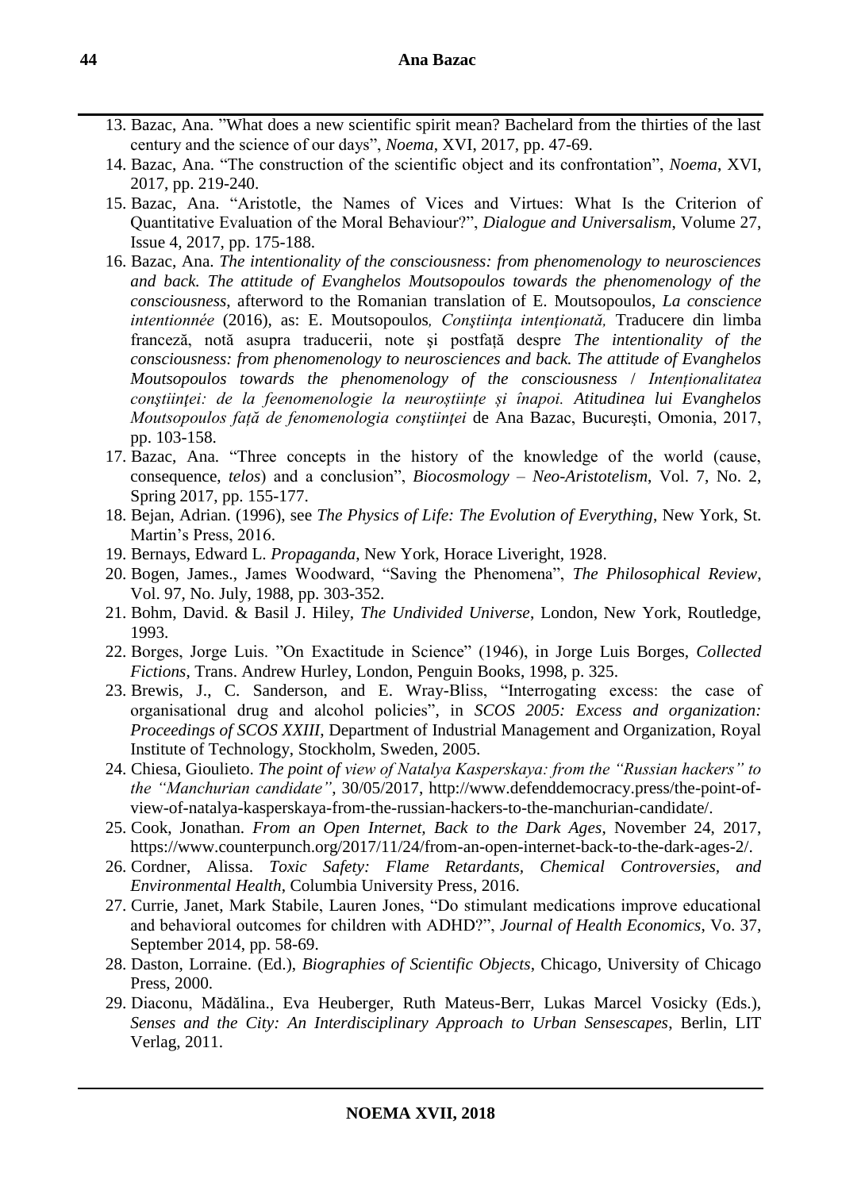13. Bazac, Ana. "What does a new scientific spirit mean? Bachelard from the thirties of the last century and the science of our days", *Noema*, XVI, 2017, pp. 47-69.
14. Bazac, Ana. "The construction of the scientific object and its confrontation", *Noema*, XVI, 2017, pp. 219-240.
15. Bazac, Ana. "Aristotle, the Names of Vices and Virtues: What Is the Criterion of Quantitative Evaluation of the Moral Behaviour?", *Dialogue and Universalism*, Volume 27, Issue 4, 2017, pp. 175-188.
16. Bazac, Ana. *The intentionality of the consciousness: from phenomenology to neurosciences and back. The attitude of Evanghelos Moutsopoulos towards the phenomenology of the consciousness*, afterword to the Romanian translation of E. Moutsopoulos, *La conscience intentionnée* (2016), as: E. Moutsopoulos, *Conştiinţa intenţionată,* Traducere din limba franceză, notă asupra traducerii, note şi postfaţă despre *The intentionality of the consciousness: from phenomenology to neurosciences and back. The attitude of Evanghelos Moutsopoulos towards the phenomenology of the consciousness* / *Intenționalitatea conştiinţei: de la feenomenologie la neuroștiințe și înapoi. Atitudinea lui Evanghelos Moutsopoulos față de fenomenologia conştiinţei* de Ana Bazac, Bucureşti, Omonia, 2017, pp. 103-158.
17. Bazac, Ana. "Three concepts in the history of the knowledge of the world (cause, consequence, *telos*) and a conclusion", *Biocosmology – Neo-Aristotelism*, Vol. 7, No. 2, Spring 2017, pp. 155-177.
18. Bejan, Adrian. (1996), see *The Physics of Life: The Evolution of Everything*, New York, St. Martin's Press, 2016.
19. Bernays, Edward L. *Propaganda*, New York, Horace Liveright, 1928.
20. Bogen, James., James Woodward, "Saving the Phenomena", *The Philosophical Review*, Vol. 97, No. July, 1988, pp. 303-352.
21. Bohm, David. & Basil J. Hiley, *The Undivided Universe*, London, New York, Routledge, 1993.
22. Borges, Jorge Luis. "On Exactitude in Science" (1946), in Jorge Luis Borges, *Collected Fictions*, Trans. Andrew Hurley, London, Penguin Books, 1998, p. 325.
23. Brewis, J., C. Sanderson, and E. Wray-Bliss, "Interrogating excess: the case of organisational drug and alcohol policies", in *SCOS 2005: Excess and organization: Proceedings of SCOS XXIII*, Department of Industrial Management and Organization, Royal Institute of Technology, Stockholm, Sweden, 2005.
24. Chiesa, Gioulieto. *The point of view of Natalya Kasperskaya: from the "Russian hackers" to the "Manchurian candidate"*, 30/05/2017, http://www.defenddemocracy.press/the-point-of-view-of-natalya-kasperskaya-from-the-russian-hackers-to-the-manchurian-candidate/.
25. Cook, Jonathan. *From an Open Internet, Back to the Dark Ages*, November 24, 2017, https://www.counterpunch.org/2017/11/24/from-an-open-internet-back-to-the-dark-ages-2/.
26. Cordner, Alissa. *Toxic Safety: Flame Retardants, Chemical Controversies, and Environmental Health*, Columbia University Press, 2016.
27. Currie, Janet, Mark Stabile, Lauren Jones, "Do stimulant medications improve educational and behavioral outcomes for children with ADHD?", *Journal of Health Economics*, Vo. 37, September 2014, pp. 58-69.
28. Daston, Lorraine. (Ed.), *Biographies of Scientific Objects*, Chicago, University of Chicago Press, 2000.
29. Diaconu, Mădălina., Eva Heuberger, Ruth Mateus-Berr, Lukas Marcel Vosicky (Eds.), *Senses and the City: An Interdisciplinary Approach to Urban Sensescapes*, Berlin, LIT Verlag, 2011.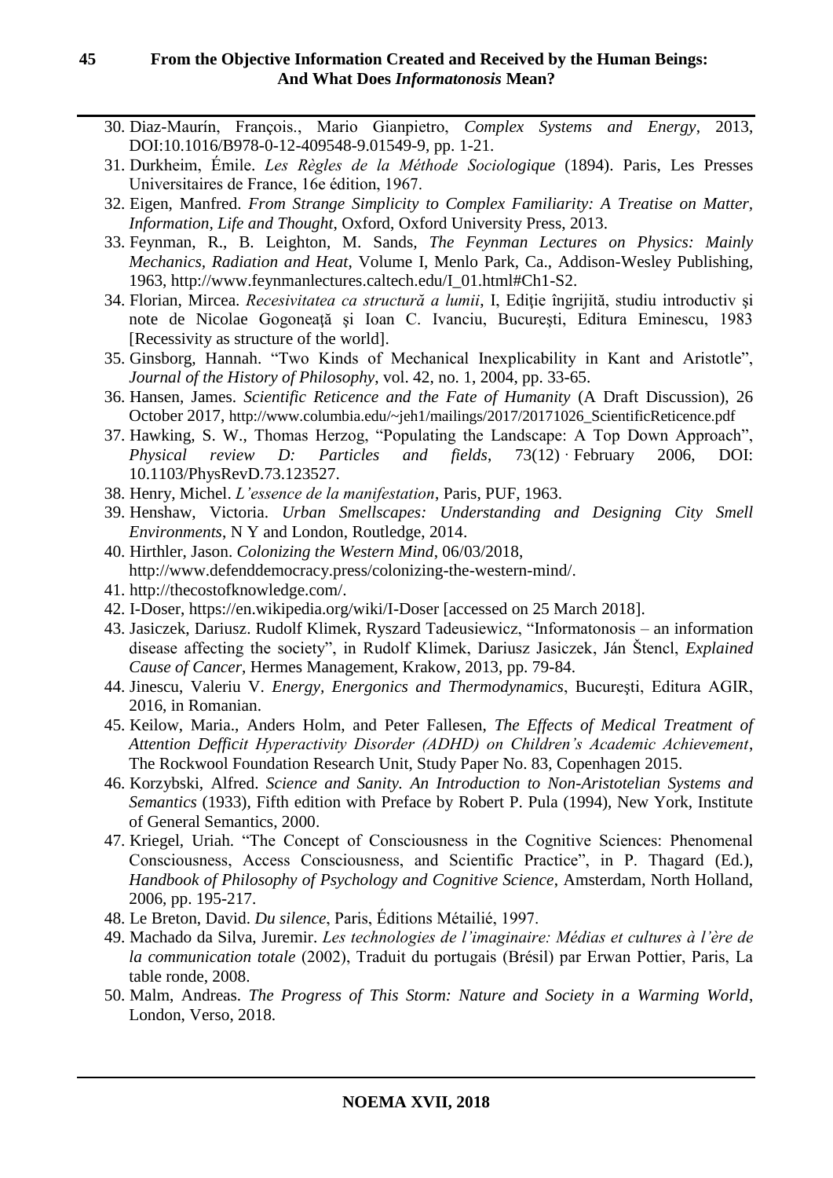30. Diaz-Maurín, François., Mario Gianpietro, *Complex Systems and Energy*, 2013, DOI:10.1016/B978-0-12-409548-9.01549-9, pp. 1-21.
31. Durkheim, Émile. *Les Règles de la Méthode Sociologique* (1894). Paris, Les Presses Universitaires de France, 16e édition, 1967.
32. Eigen, Manfred. *From Strange Simplicity to Complex Familiarity: A Treatise on Matter, Information, Life and Thought*, Oxford, Oxford University Press, 2013.
33. Feynman, R., B. Leighton, M. Sands, *The Feynman Lectures on Physics: Mainly Mechanics, Radiation and Heat*, Volume I, Menlo Park, Ca., Addison-Wesley Publishing, 1963, http://www.feynmanlectures.caltech.edu/I_01.html#Ch1-S2.
34. Florian, Mircea. *Recesivitatea ca structură a lumii*, I, Ediţie îngrijită, studiu introductiv şi note de Nicolae Gogoneaţă şi Ioan C. Ivanciu, Bucureşti, Editura Eminescu, 1983 [Recessivity as structure of the world].
35. Ginsborg, Hannah. "Two Kinds of Mechanical Inexplicability in Kant and Aristotle", *Journal of the History of Philosophy*, vol. 42, no. 1, 2004, pp. 33-65.
36. Hansen, James. *Scientific Reticence and the Fate of Humanity* (A Draft Discussion), 26 October 2017, http://www.columbia.edu/~jeh1/mailings/2017/20171026_ScientificReticence.pdf
37. Hawking, S. W., Thomas Herzog, "Populating the Landscape: A Top Down Approach", *Physical review D: Particles and fields*, 73(12) · February 2006, DOI: 10.1103/PhysRevD.73.123527.
38. Henry, Michel. *L'essence de la manifestation*, Paris, PUF, 1963.
39. Henshaw, Victoria. *Urban Smellscapes: Understanding and Designing City Smell Environments*, N Y and London, Routledge, 2014.
40. Hirthler, Jason. *Colonizing the Western Mind*, 06/03/2018, http://www.defenddemocracy.press/colonizing-the-western-mind/.
41. http://thecostofknowledge.com/.
42. I-Doser, https://en.wikipedia.org/wiki/I-Doser [accessed on 25 March 2018].
43. Jasiczek, Dariusz. Rudolf Klimek, Ryszard Tadeusiewicz, "Informatonosis – an information disease affecting the society", in Rudolf Klimek, Dariusz Jasiczek, Ján Štencl, *Explained Cause of Cancer*, Hermes Management, Krakow, 2013, pp. 79-84.
44. Jinescu, Valeriu V. *Energy, Energonics and Thermodynamics*, Bucureşti, Editura AGIR, 2016, in Romanian.
45. Keilow, Maria., Anders Holm, and Peter Fallesen, *The Effects of Medical Treatment of Attention Defficit Hyperactivity Disorder (ADHD) on Children's Academic Achievement*, The Rockwool Foundation Research Unit, Study Paper No. 83, Copenhagen 2015.
46. Korzybski, Alfred. *Science and Sanity. An Introduction to Non-Aristotelian Systems and Semantics* (1933), Fifth edition with Preface by Robert P. Pula (1994), New York, Institute of General Semantics, 2000.
47. Kriegel, Uriah. "The Concept of Consciousness in the Cognitive Sciences: Phenomenal Consciousness, Access Consciousness, and Scientific Practice", in P. Thagard (Ed.), *Handbook of Philosophy of Psychology and Cognitive Science*, Amsterdam, North Holland, 2006, pp. 195-217.
48. Le Breton, David. *Du silence*, Paris, Éditions Métailié, 1997.
49. Machado da Silva, Juremir. *Les technologies de l'imaginaire: Médias et cultures à l'ère de la communication totale* (2002), Traduit du portugais (Brésil) par Erwan Pottier, Paris, La table ronde, 2008.
50. Malm, Andreas. *The Progress of This Storm: Nature and Society in a Warming World*, London, Verso, 2018.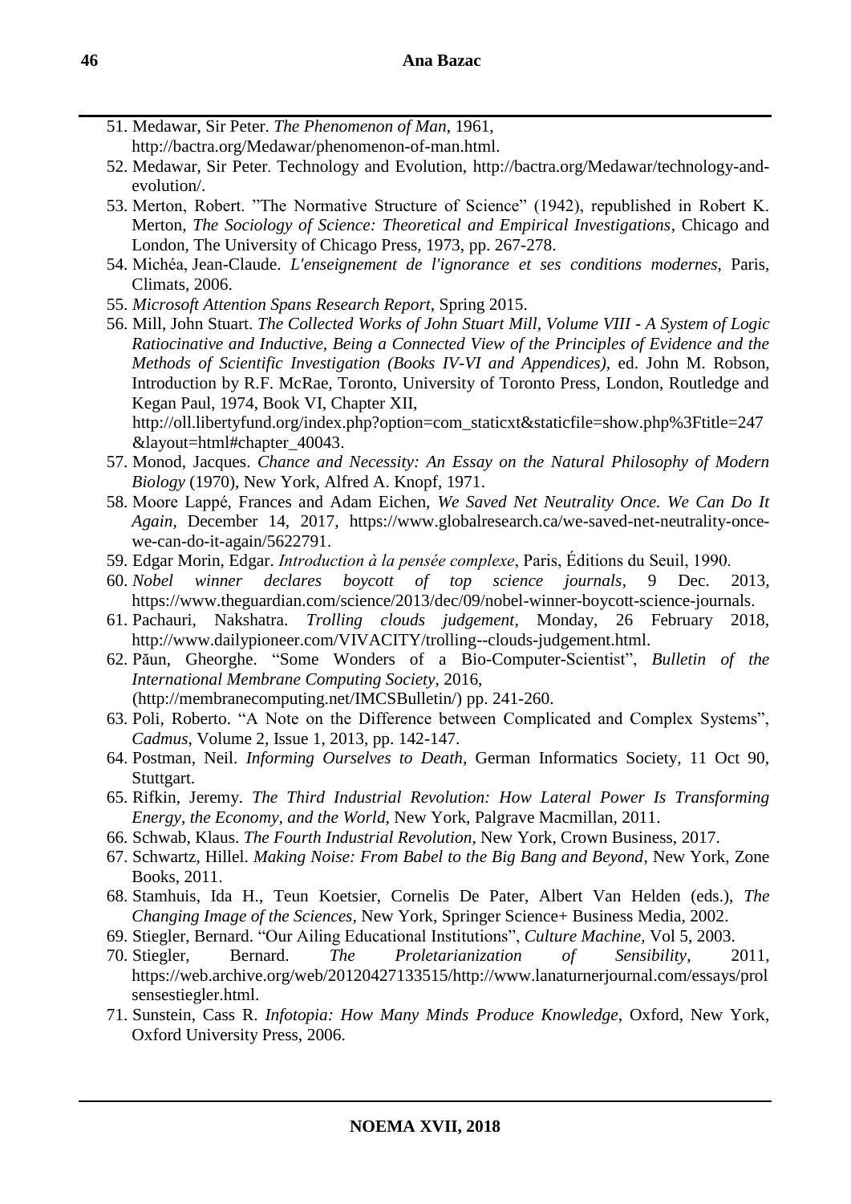51. Medawar, Sir Peter. *The Phenomenon of Man*, 1961, http://bactra.org/Medawar/phenomenon-of-man.html.
52. Medawar, Sir Peter. Technology and Evolution, http://bactra.org/Medawar/technology-and-evolution/.
53. Merton, Robert. "The Normative Structure of Science" (1942), republished in Robert K. Merton, *The Sociology of Science: Theoretical and Empirical Investigations*, Chicago and London, The University of Chicago Press, 1973, pp. 267-278.
54. Michéa, Jean-Claude. *L'enseignement de l'ignorance et ses conditions modernes*, Paris, Climats, 2006.
55. *Microsoft Attention Spans Research Report*, Spring 2015.
56. Mill, John Stuart. *The Collected Works of John Stuart Mill, Volume VIII - A System of Logic Ratiocinative and Inductive, Being a Connected View of the Principles of Evidence and the Methods of Scientific Investigation (Books IV-VI and Appendices)*, ed. John M. Robson, Introduction by R.F. McRae, Toronto, University of Toronto Press, London, Routledge and Kegan Paul, 1974, Book VI, Chapter XII, http://oll.libertyfund.org/index.php?option=com_staticxt&staticfile=show.php%3Ftitle=247&layout=html#chapter_40043.
57. Monod, Jacques. *Chance and Necessity: An Essay on the Natural Philosophy of Modern Biology* (1970), New York, Alfred A. Knopf, 1971.
58. Moore Lappé, Frances and Adam Eichen, *We Saved Net Neutrality Once. We Can Do It Again*, December 14, 2017, https://www.globalresearch.ca/we-saved-net-neutrality-once-we-can-do-it-again/5622791.
59. Edgar Morin, Edgar. *Introduction à la pensée complexe*, Paris, Éditions du Seuil, 1990.
60. *Nobel winner declares boycott of top science journals*, 9 Dec. 2013, https://www.theguardian.com/science/2013/dec/09/nobel-winner-boycott-science-journals.
61. Pachauri, Nakshatra. *Trolling clouds judgement*, Monday, 26 February 2018, http://www.dailypioneer.com/VIVACITY/trolling--clouds-judgement.html.
62. Păun, Gheorghe. "Some Wonders of a Bio-Computer-Scientist", *Bulletin of the International Membrane Computing Society*, 2016, (http://membranecomputing.net/IMCSBulletin/) pp. 241-260.
63. Poli, Roberto. "A Note on the Difference between Complicated and Complex Systems", *Cadmus*, Volume 2, Issue 1, 2013, pp. 142-147.
64. Postman, Neil. *Informing Ourselves to Death*, German Informatics Society, 11 Oct 90, Stuttgart.
65. Rifkin, Jeremy. *The Third Industrial Revolution: How Lateral Power Is Transforming Energy, the Economy, and the World*, New York, Palgrave Macmillan, 2011.
66. Schwab, Klaus. *The Fourth Industrial Revolution*, New York, Crown Business, 2017.
67. Schwartz, Hillel. *Making Noise: From Babel to the Big Bang and Beyond*, New York, Zone Books, 2011.
68. Stamhuis, Ida H., Teun Koetsier, Cornelis De Pater, Albert Van Helden (eds.), *The Changing Image of the Sciences*, New York, Springer Science+ Business Media, 2002.
69. Stiegler, Bernard. "Our Ailing Educational Institutions", *Culture Machine*, Vol 5, 2003.
70. Stiegler, Bernard. *The Proletarianization of Sensibility*, 2011, https://web.archive.org/web/20120427133515/http://www.lanaturnerjournal.com/essays/prolsensestiegler.html.
71. Sunstein, Cass R. *Infotopia: How Many Minds Produce Knowledge*, Oxford, New York, Oxford University Press, 2006.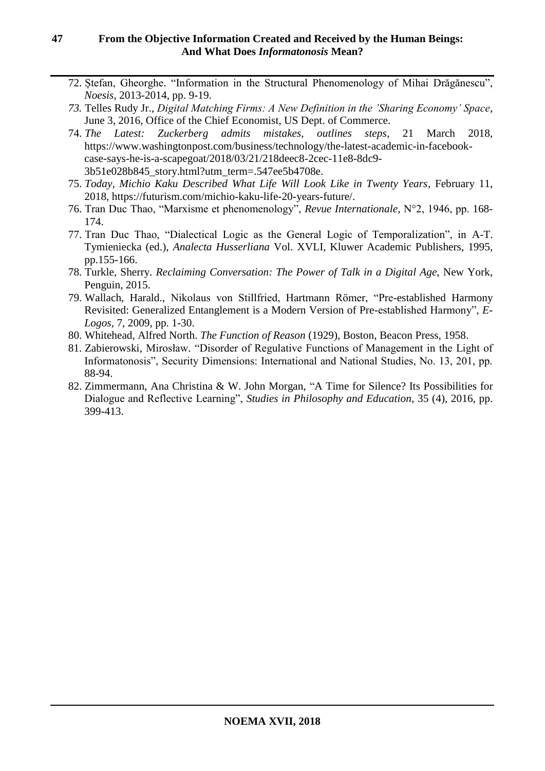72. Ștefan, Gheorghe. "Information in the Structural Phenomenology of Mihai Drăgănescu", *Noesis*, 2013-2014, pp. 9-19.
73. Telles Rudy Jr., *Digital Matching Firms: A New Definition in the 'Sharing Economy' Space*, June 3, 2016, Office of the Chief Economist, US Dept. of Commerce.
74. *The Latest: Zuckerberg admits mistakes, outlines steps*, 21 March 2018, https://www.washingtonpost.com/business/technology/the-latest-academic-in-facebook-case-says-he-is-a-scapegoat/2018/03/21/218deec8-2cec-11e8-8dc9-3b51e028b845_story.html?utm_term=.547ee5b4708e.
75. *Today, Michio Kaku Described What Life Will Look Like in Twenty Years*, February 11, 2018, https://futurism.com/michio-kaku-life-20-years-future/.
76. Tran Duc Thao, "Marxisme et phenomenology", *Revue Internationale*, N°2, 1946, pp. 168-174.
77. Tran Duc Thao, "Dialectical Logic as the General Logic of Temporalization", in A-T. Tymieniecka (ed.), *Analecta Husserliana* Vol. XVLI, Kluwer Academic Publishers, 1995, pp.155-166.
78. Turkle, Sherry. *Reclaiming Conversation: The Power of Talk in a Digital Age*, New York, Penguin, 2015.
79. Wallach, Harald., Nikolaus von Stillfried, Hartmann Römer, "Pre-established Harmony Revisited: Generalized Entanglement is a Modern Version of Pre-established Harmony", *E-Logos*, 7, 2009, pp. 1-30.
80. Whitehead, Alfred North. *The Function of Reason* (1929), Boston, Beacon Press, 1958.
81. Zabierowski, Mirosław. "Disorder of Regulative Functions of Management in the Light of Informatonosis", Security Dimensions: International and National Studies, No. 13, 201, pp. 88-94.
82. Zimmermann, Ana Christina & W. John Morgan, "A Time for Silence? Its Possibilities for Dialogue and Reflective Learning", *Studies in Philosophy and Education*, 35 (4), 2016, pp. 399-413.